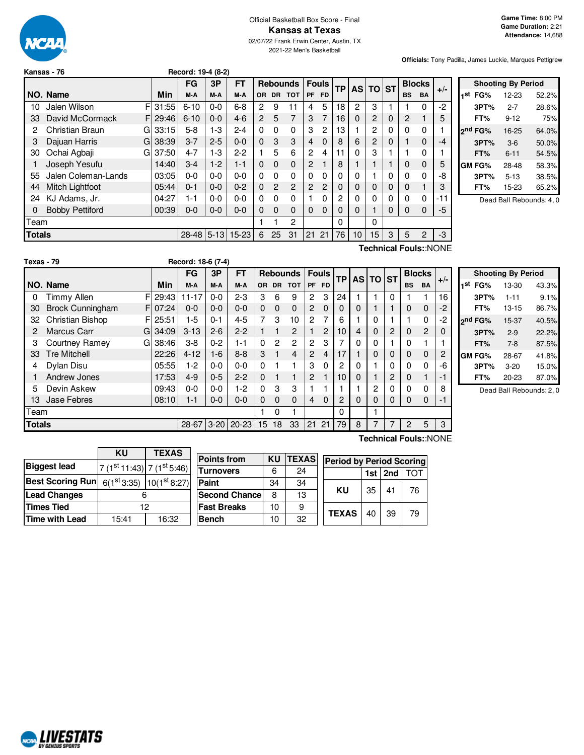Official Basketball Box Score - Final

# Kansas at Texas

02/07/22 Frank Erwin Center, Austin, TX

2021-22 Men's Basketball

**Game Time:** 8:00 PM
**Game Duration:** 2:21
**Attendance:** 14,688

**Officials:** Tony Padilla, James Luckie, Marques Pettigrew

**Kansas - 76** — Record: 19-4 (8-2)

| NO. | Name | | Min | FG M-A | 3P M-A | FT M-A | OR | DR | TOT | PF | FD | TP | AS | TO | ST | BS | BA | +/- |
|---|---|---|---|---|---|---|---|---|---|---|---|---|---|---|---|---|---|---|
| 10 | Jalen Wilson | F | 31:55 | 6-10 | 0-0 | 6-8 | 2 | 9 | 11 | 4 | 5 | 18 | 2 | 3 | 1 | 1 | 0 | -2 |
| 33 | David McCormack | F | 29:46 | 6-10 | 0-0 | 4-6 | 2 | 5 | 7 | 3 | 7 | 16 | 0 | 2 | 0 | 2 | 1 | 5 |
| 2 | Christian Braun | G | 33:15 | 5-8 | 1-3 | 2-4 | 0 | 0 | 0 | 3 | 2 | 13 | 1 | 2 | 0 | 0 | 0 | 1 |
| 3 | Dajuan Harris | G | 38:39 | 3-7 | 2-5 | 0-0 | 0 | 3 | 3 | 4 | 0 | 8 | 6 | 2 | 0 | 1 | 0 | -4 |
| 30 | Ochai Agbaji | G | 37:50 | 4-7 | 1-3 | 2-2 | 1 | 5 | 6 | 2 | 4 | 11 | 0 | 3 | 1 | 1 | 0 | 1 |
| 1 | Joseph Yesufu | | 14:40 | 3-4 | 1-2 | 1-1 | 0 | 0 | 0 | 2 | 1 | 8 | 1 | 1 | 1 | 0 | 0 | 5 |
| 55 | Jalen Coleman-Lands | | 03:05 | 0-0 | 0-0 | 0-0 | 0 | 0 | 0 | 0 | 0 | 0 | 0 | 1 | 0 | 0 | 0 | -8 |
| 44 | Mitch Lightfoot | | 05:44 | 0-1 | 0-0 | 0-2 | 0 | 2 | 2 | 2 | 2 | 0 | 0 | 0 | 0 | 0 | 1 | 3 |
| 24 | KJ Adams, Jr. | | 04:27 | 1-1 | 0-0 | 0-0 | 0 | 0 | 0 | 1 | 0 | 2 | 0 | 0 | 0 | 0 | 0 | -11 |
| 0 | Bobby Pettiford | | 00:39 | 0-0 | 0-0 | 0-0 | 0 | 0 | 0 | 0 | 0 | 0 | 0 | 1 | 0 | 0 | 0 | -5 |
| | Team | | | | | | 1 | 1 | 2 | | | 0 | | 0 | | | | |
| | **Totals** | | | 28-48 | 5-13 | 15-23 | 6 | 25 | 31 | 21 | 21 | 76 | 10 | 15 | 3 | 5 | 2 | -3 |

Technical Fouls::NONE

| Shooting By Period | | |
|---|---|---|
| 1st FG% | 12-23 | 52.2% |
| 3PT% | 2-7 | 28.6% |
| FT% | 9-12 | 75% |
| 2nd FG% | 16-25 | 64.0% |
| 3PT% | 3-6 | 50.0% |
| FT% | 6-11 | 54.5% |
| GM FG% | 28-48 | 58.3% |
| 3PT% | 5-13 | 38.5% |
| FT% | 15-23 | 65.2% |

Dead Ball Rebounds: 4, 0

**Texas - 79** — Record: 18-6 (7-4)

| NO. | Name | | Min | FG M-A | 3P M-A | FT M-A | OR | DR | TOT | PF | FD | TP | AS | TO | ST | BS | BA | +/- |
|---|---|---|---|---|---|---|---|---|---|---|---|---|---|---|---|---|---|---|
| 0 | Timmy Allen | F | 29:43 | 11-17 | 0-0 | 2-3 | 3 | 6 | 9 | 2 | 3 | 24 | 1 | 1 | 0 | 1 | 1 | 16 |
| 30 | Brock Cunningham | F | 07:24 | 0-0 | 0-0 | 0-0 | 0 | 0 | 0 | 2 | 0 | 0 | 0 | 1 | 1 | 0 | 0 | -2 |
| 32 | Christian Bishop | F | 25:51 | 1-5 | 0-1 | 4-5 | 7 | 3 | 10 | 2 | 7 | 6 | 1 | 0 | 1 | 1 | 0 | -2 |
| 2 | Marcus Carr | G | 34:09 | 3-13 | 2-6 | 2-2 | 1 | 1 | 2 | 1 | 2 | 10 | 4 | 0 | 2 | 0 | 2 | 0 |
| 3 | Courtney Ramey | G | 38:46 | 3-8 | 0-2 | 1-1 | 0 | 2 | 2 | 2 | 3 | 7 | 0 | 0 | 1 | 0 | 1 | 1 |
| 33 | Tre Mitchell | | 22:26 | 4-12 | 1-6 | 8-8 | 3 | 1 | 4 | 2 | 4 | 17 | 1 | 0 | 0 | 0 | 0 | 2 |
| 4 | Dylan Disu | | 05:55 | 1-2 | 0-0 | 0-0 | 0 | 1 | 1 | 3 | 0 | 2 | 0 | 1 | 0 | 0 | 0 | -6 |
| 1 | Andrew Jones | | 17:53 | 4-9 | 0-5 | 2-2 | 0 | 1 | 1 | 2 | 1 | 10 | 0 | 1 | 2 | 0 | 1 | -1 |
| 5 | Devin Askew | | 09:43 | 0-0 | 0-0 | 1-2 | 0 | 3 | 3 | 1 | 1 | 1 | 1 | 2 | 0 | 0 | 0 | 8 |
| 13 | Jase Febres | | 08:10 | 1-1 | 0-0 | 0-0 | 0 | 0 | 0 | 4 | 0 | 2 | 0 | 0 | 0 | 0 | 0 | -1 |
| | Team | | | | | | 1 | 0 | 1 | | | 0 | | 1 | | | | |
| | **Totals** | | | 28-67 | 3-20 | 20-23 | 15 | 18 | 33 | 21 | 21 | 79 | 8 | 7 | 7 | 2 | 5 | 3 |

Technical Fouls::NONE

| Shooting By Period | | |
|---|---|---|
| 1st FG% | 13-30 | 43.3% |
| 3PT% | 1-11 | 9.1% |
| FT% | 13-15 | 86.7% |
| 2nd FG% | 15-37 | 40.5% |
| 3PT% | 2-9 | 22.2% |
| FT% | 7-8 | 87.5% |
| GM FG% | 28-67 | 41.8% |
| 3PT% | 3-20 | 15.0% |
| FT% | 20-23 | 87.0% |

Dead Ball Rebounds: 2, 0

| | KU | TEXAS |
|---|---|---|
| Biggest lead | 7 (1st 11:43) | 7 (1st 5:46) |
| Best Scoring Run | 6(1st 3:35) | 10(1st 8:27) |
| Lead Changes | 6 | |
| Times Tied | 12 | |
| Time with Lead | 15:41 | 16:32 |

| Points from | KU | TEXAS |
|---|---|---|
| Turnovers | 6 | 24 |
| Paint | 34 | 34 |
| Second Chance | 8 | 13 |
| Fast Breaks | 10 | 9 |
| Bench | 10 | 32 |

| Period by Period Scoring | 1st | 2nd | TOT |
|---|---|---|---|
| KU | 35 | 41 | 76 |
| TEXAS | 40 | 39 | 79 |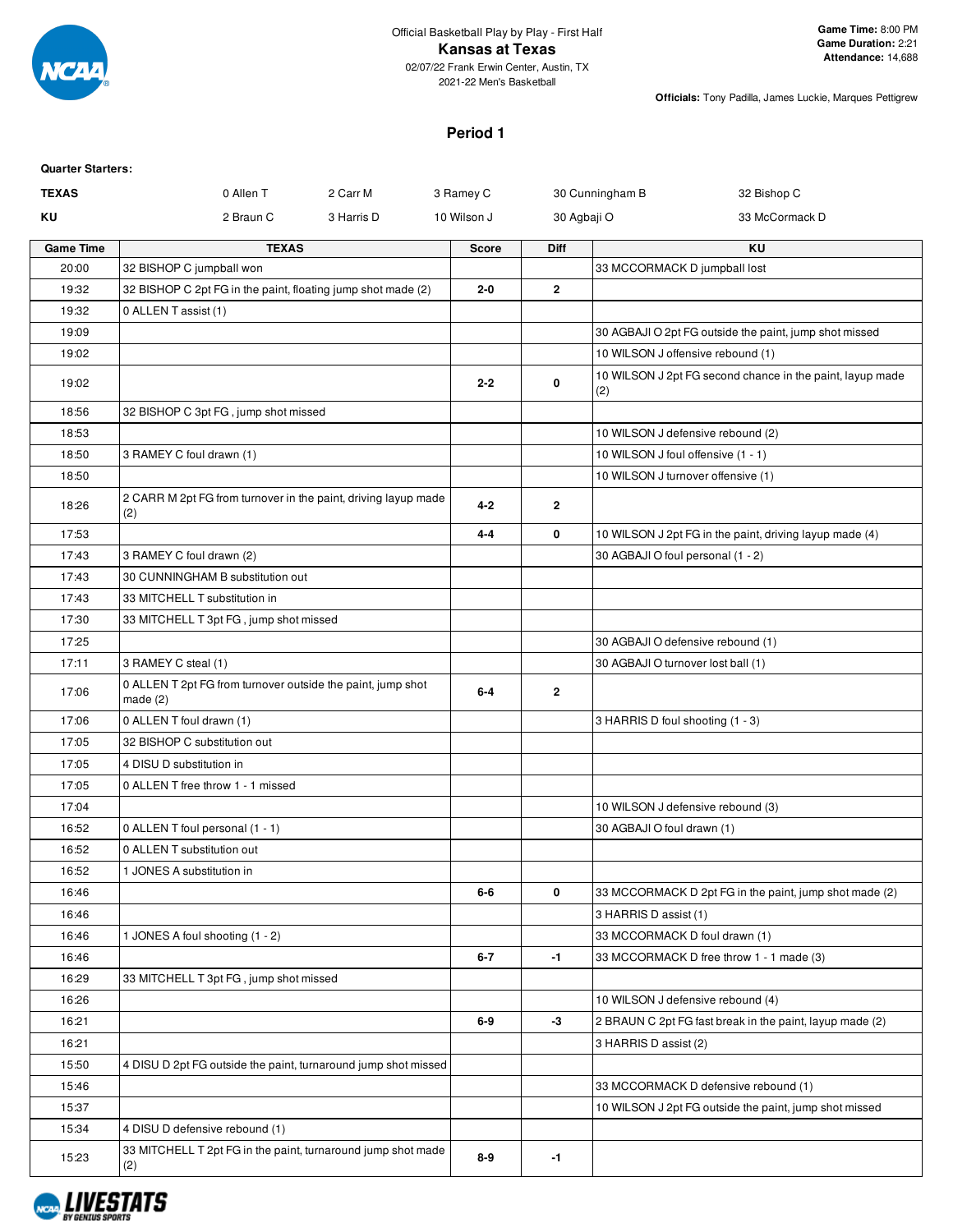Official Basketball Play by Play - First Half

# Kansas at Texas

02/07/22 Frank Erwin Center, Austin, TX
2021-22 Men's Basketball

**Game Time:** 8:00 PM
**Game Duration:** 2:21
**Attendance:** 14,688

**Officials:** Tony Padilla, James Luckie, Marques Pettigrew

## Period 1

**Quarter Starters:**

| | | | | | |
|---|---|---|---|---|---|
| **TEXAS** | 0 Allen T | 2 Carr M | 3 Ramey C | 30 Cunningham B | 32 Bishop C |
| **KU** | 2 Braun C | 3 Harris D | 10 Wilson J | 30 Agbaji O | 33 McCormack D |

| Game Time | TEXAS | Score | Diff | KU |
|---|---|---|---|---|
| 20:00 | 32 BISHOP C jumpball won | | | 33 MCCORMACK D jumpball lost |
| 19:32 | 32 BISHOP C 2pt FG in the paint, floating jump shot made (2) | 2-0 | 2 | |
| 19:32 | 0 ALLEN T assist (1) | | | |
| 19:09 | | | | 30 AGBAJI O 2pt FG outside the paint, jump shot missed |
| 19:02 | | | | 10 WILSON J offensive rebound (1) |
| 19:02 | | 2-2 | 0 | 10 WILSON J 2pt FG second chance in the paint, layup made (2) |
| 18:56 | 32 BISHOP C 3pt FG , jump shot missed | | | |
| 18:53 | | | | 10 WILSON J defensive rebound (2) |
| 18:50 | 3 RAMEY C foul drawn (1) | | | 10 WILSON J foul offensive (1 - 1) |
| 18:50 | | | | 10 WILSON J turnover offensive (1) |
| 18:26 | 2 CARR M 2pt FG from turnover in the paint, driving layup made (2) | 4-2 | 2 | |
| 17:53 | | 4-4 | 0 | 10 WILSON J 2pt FG in the paint, driving layup made (4) |
| 17:43 | 3 RAMEY C foul drawn (2) | | | 30 AGBAJI O foul personal (1 - 2) |
| 17:43 | 30 CUNNINGHAM B substitution out | | | |
| 17:43 | 33 MITCHELL T substitution in | | | |
| 17:30 | 33 MITCHELL T 3pt FG , jump shot missed | | | |
| 17:25 | | | | 30 AGBAJI O defensive rebound (1) |
| 17:11 | 3 RAMEY C steal (1) | | | 30 AGBAJI O turnover lost ball (1) |
| 17:06 | 0 ALLEN T 2pt FG from turnover outside the paint, jump shot made (2) | 6-4 | 2 | |
| 17:06 | 0 ALLEN T foul drawn (1) | | | 3 HARRIS D foul shooting (1 - 3) |
| 17:05 | 32 BISHOP C substitution out | | | |
| 17:05 | 4 DISU D substitution in | | | |
| 17:05 | 0 ALLEN T free throw 1 - 1 missed | | | |
| 17:04 | | | | 10 WILSON J defensive rebound (3) |
| 16:52 | 0 ALLEN T foul personal (1 - 1) | | | 30 AGBAJI O foul drawn (1) |
| 16:52 | 0 ALLEN T substitution out | | | |
| 16:52 | 1 JONES A substitution in | | | |
| 16:46 | | 6-6 | 0 | 33 MCCORMACK D 2pt FG in the paint, jump shot made (2) |
| 16:46 | | | | 3 HARRIS D assist (1) |
| 16:46 | 1 JONES A foul shooting (1 - 2) | | | 33 MCCORMACK D foul drawn (1) |
| 16:46 | | 6-7 | -1 | 33 MCCORMACK D free throw 1 - 1 made (3) |
| 16:29 | 33 MITCHELL T 3pt FG , jump shot missed | | | |
| 16:26 | | | | 10 WILSON J defensive rebound (4) |
| 16:21 | | 6-9 | -3 | 2 BRAUN C 2pt FG fast break in the paint, layup made (2) |
| 16:21 | | | | 3 HARRIS D assist (2) |
| 15:50 | 4 DISU D 2pt FG outside the paint, turnaround jump shot missed | | | |
| 15:46 | | | | 33 MCCORMACK D defensive rebound (1) |
| 15:37 | | | | 10 WILSON J 2pt FG outside the paint, jump shot missed |
| 15:34 | 4 DISU D defensive rebound (1) | | | |
| 15:23 | 33 MITCHELL T 2pt FG in the paint, turnaround jump shot made (2) | 8-9 | -1 | |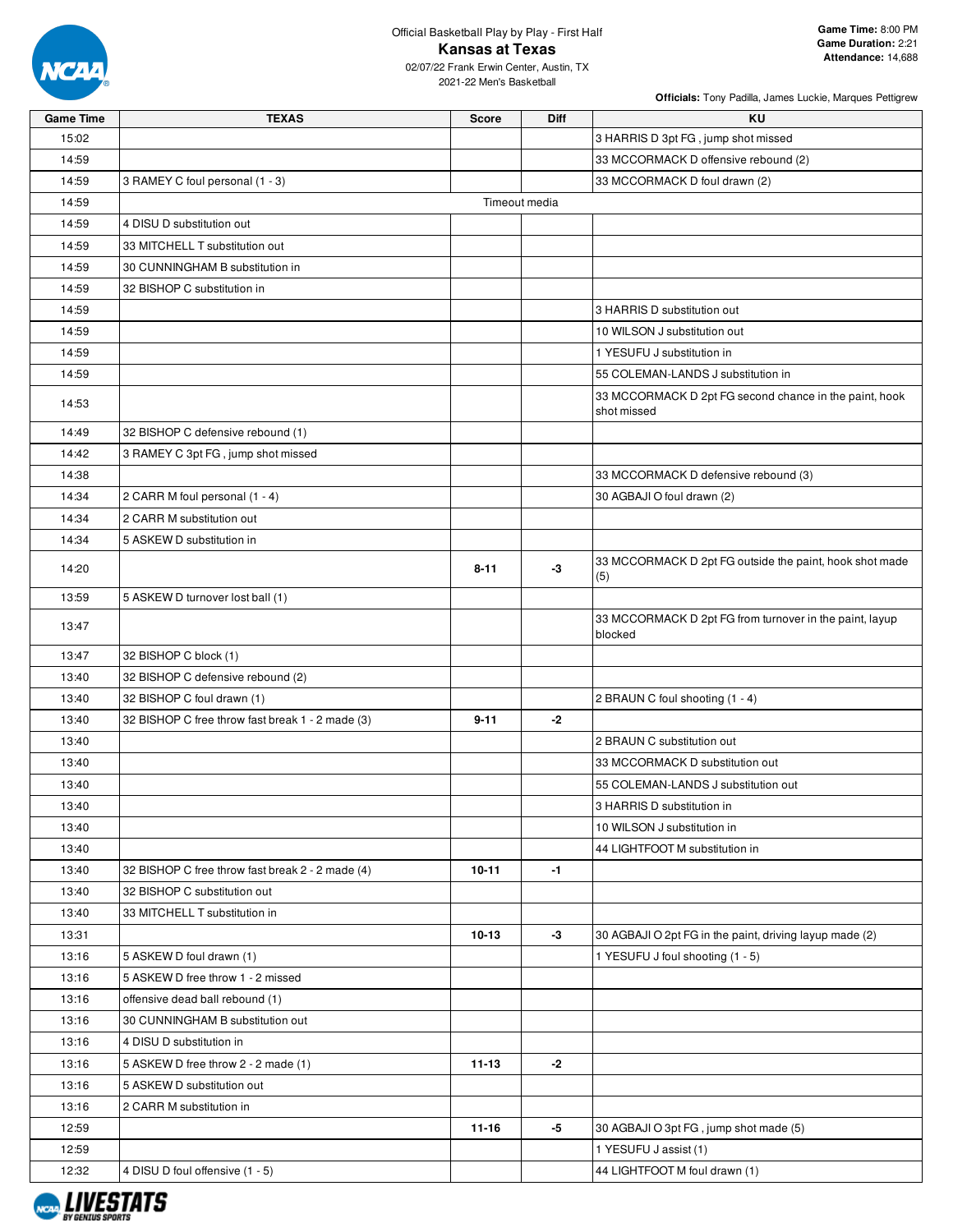Official Basketball Play by Play - First Half

# Kansas at Texas

02/07/22 Frank Erwin Center, Austin, TX
2021-22 Men's Basketball

**Game Time:** 8:00 PM
**Game Duration:** 2:21
**Attendance:** 14,688

**Officials:** Tony Padilla, James Luckie, Marques Pettigrew

| Game Time | TEXAS | Score | Diff | KU |
|---|---|---|---|---|
| 15:02 | | | | 3 HARRIS D 3pt FG , jump shot missed |
| 14:59 | | | | 33 MCCORMACK D offensive rebound (2) |
| 14:59 | 3 RAMEY C foul personal (1 - 3) | | | 33 MCCORMACK D foul drawn (2) |
| 14:59 | Timeout media | | | |
| 14:59 | 4 DISU D substitution out | | | |
| 14:59 | 33 MITCHELL T substitution out | | | |
| 14:59 | 30 CUNNINGHAM B substitution in | | | |
| 14:59 | 32 BISHOP C substitution in | | | |
| 14:59 | | | | 3 HARRIS D substitution out |
| 14:59 | | | | 10 WILSON J substitution out |
| 14:59 | | | | 1 YESUFU J substitution in |
| 14:59 | | | | 55 COLEMAN-LANDS J substitution in |
| 14:53 | | | | 33 MCCORMACK D 2pt FG second chance in the paint, hook shot missed |
| 14:49 | 32 BISHOP C defensive rebound (1) | | | |
| 14:42 | 3 RAMEY C 3pt FG , jump shot missed | | | |
| 14:38 | | | | 33 MCCORMACK D defensive rebound (3) |
| 14:34 | 2 CARR M foul personal (1 - 4) | | | 30 AGBAJI O foul drawn (2) |
| 14:34 | 2 CARR M substitution out | | | |
| 14:34 | 5 ASKEW D substitution in | | | |
| 14:20 | | 8-11 | -3 | 33 MCCORMACK D 2pt FG outside the paint, hook shot made (5) |
| 13:59 | 5 ASKEW D turnover lost ball (1) | | | |
| 13:47 | | | | 33 MCCORMACK D 2pt FG from turnover in the paint, layup blocked |
| 13:47 | 32 BISHOP C block (1) | | | |
| 13:40 | 32 BISHOP C defensive rebound (2) | | | |
| 13:40 | 32 BISHOP C foul drawn (1) | | | 2 BRAUN C foul shooting (1 - 4) |
| 13:40 | 32 BISHOP C free throw fast break 1 - 2 made (3) | 9-11 | -2 | |
| 13:40 | | | | 2 BRAUN C substitution out |
| 13:40 | | | | 33 MCCORMACK D substitution out |
| 13:40 | | | | 55 COLEMAN-LANDS J substitution out |
| 13:40 | | | | 3 HARRIS D substitution in |
| 13:40 | | | | 10 WILSON J substitution in |
| 13:40 | | | | 44 LIGHTFOOT M substitution in |
| 13:40 | 32 BISHOP C free throw fast break 2 - 2 made (4) | 10-11 | -1 | |
| 13:40 | 32 BISHOP C substitution out | | | |
| 13:40 | 33 MITCHELL T substitution in | | | |
| 13:31 | | 10-13 | -3 | 30 AGBAJI O 2pt FG in the paint, driving layup made (2) |
| 13:16 | 5 ASKEW D foul drawn (1) | | | 1 YESUFU J foul shooting (1 - 5) |
| 13:16 | 5 ASKEW D free throw 1 - 2 missed | | | |
| 13:16 | offensive dead ball rebound (1) | | | |
| 13:16 | 30 CUNNINGHAM B substitution out | | | |
| 13:16 | 4 DISU D substitution in | | | |
| 13:16 | 5 ASKEW D free throw 2 - 2 made (1) | 11-13 | -2 | |
| 13:16 | 5 ASKEW D substitution out | | | |
| 13:16 | 2 CARR M substitution in | | | |
| 12:59 | | 11-16 | -5 | 30 AGBAJI O 3pt FG , jump shot made (5) |
| 12:59 | | | | 1 YESUFU J assist (1) |
| 12:32 | 4 DISU D foul offensive (1 - 5) | | | 44 LIGHTFOOT M foul drawn (1) |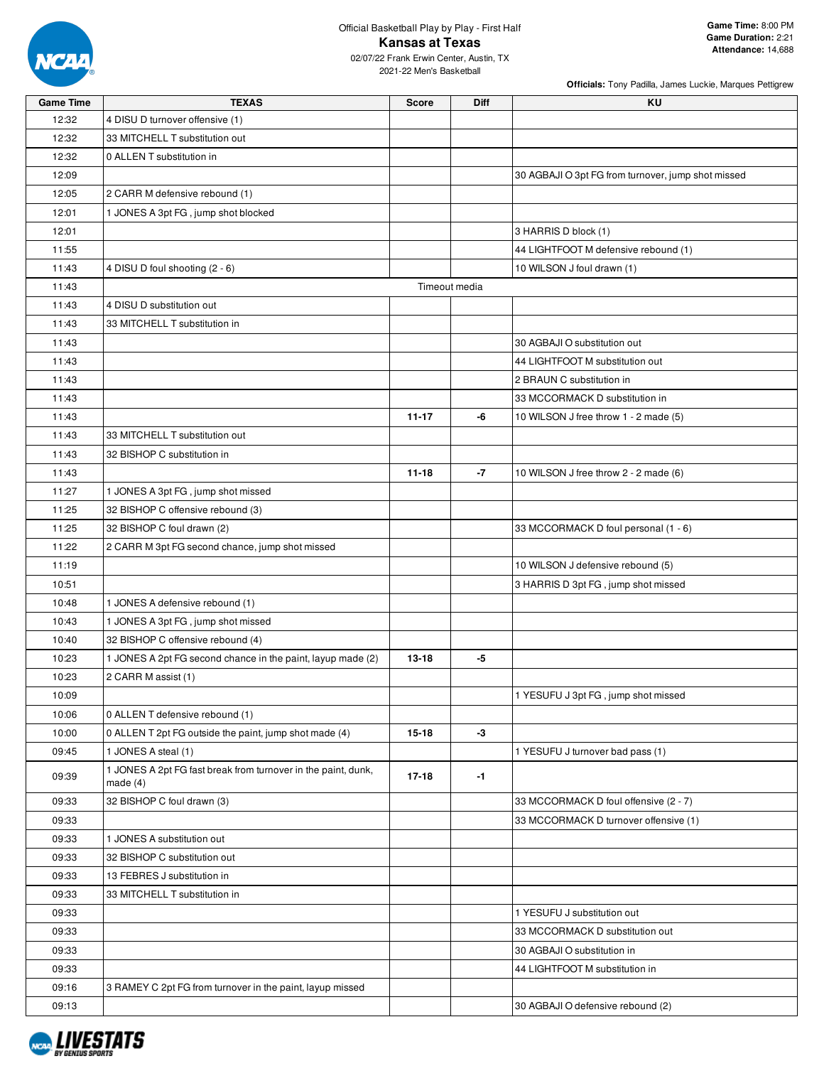Official Basketball Play by Play - First Half

# Kansas at Texas

02/07/22 Frank Erwin Center, Austin, TX

2021-22 Men's Basketball

**Game Time:** 8:00 PM
**Game Duration:** 2:21
**Attendance:** 14,688

**Officials:** Tony Padilla, James Luckie, Marques Pettigrew

| Game Time | TEXAS | Score | Diff | KU |
|---|---|---|---|---|
| 12:32 | 4 DISU D turnover offensive (1) | | | |
| 12:32 | 33 MITCHELL T substitution out | | | |
| 12:32 | 0 ALLEN T substitution in | | | |
| 12:09 | | | | 30 AGBAJI O 3pt FG from turnover, jump shot missed |
| 12:05 | 2 CARR M defensive rebound (1) | | | |
| 12:01 | 1 JONES A 3pt FG , jump shot blocked | | | |
| 12:01 | | | | 3 HARRIS D block (1) |
| 11:55 | | | | 44 LIGHTFOOT M defensive rebound (1) |
| 11:43 | 4 DISU D foul shooting (2 - 6) | | | 10 WILSON J foul drawn (1) |
| 11:43 | | Timeout media | | |
| 11:43 | 4 DISU D substitution out | | | |
| 11:43 | 33 MITCHELL T substitution in | | | |
| 11:43 | | | | 30 AGBAJI O substitution out |
| 11:43 | | | | 44 LIGHTFOOT M substitution out |
| 11:43 | | | | 2 BRAUN C substitution in |
| 11:43 | | | | 33 MCCORMACK D substitution in |
| 11:43 | | 11-17 | -6 | 10 WILSON J free throw 1 - 2 made (5) |
| 11:43 | 33 MITCHELL T substitution out | | | |
| 11:43 | 32 BISHOP C substitution in | | | |
| 11:43 | | 11-18 | -7 | 10 WILSON J free throw 2 - 2 made (6) |
| 11:27 | 1 JONES A 3pt FG , jump shot missed | | | |
| 11:25 | 32 BISHOP C offensive rebound (3) | | | |
| 11:25 | 32 BISHOP C foul drawn (2) | | | 33 MCCORMACK D foul personal (1 - 6) |
| 11:22 | 2 CARR M 3pt FG second chance, jump shot missed | | | |
| 11:19 | | | | 10 WILSON J defensive rebound (5) |
| 10:51 | | | | 3 HARRIS D 3pt FG , jump shot missed |
| 10:48 | 1 JONES A defensive rebound (1) | | | |
| 10:43 | 1 JONES A 3pt FG , jump shot missed | | | |
| 10:40 | 32 BISHOP C offensive rebound (4) | | | |
| 10:23 | 1 JONES A 2pt FG second chance in the paint, layup made (2) | 13-18 | -5 | |
| 10:23 | 2 CARR M assist (1) | | | |
| 10:09 | | | | 1 YESUFU J 3pt FG , jump shot missed |
| 10:06 | 0 ALLEN T defensive rebound (1) | | | |
| 10:00 | 0 ALLEN T 2pt FG outside the paint, jump shot made (4) | 15-18 | -3 | |
| 09:45 | 1 JONES A steal (1) | | | 1 YESUFU J turnover bad pass (1) |
| 09:39 | 1 JONES A 2pt FG fast break from turnover in the paint, dunk, made (4) | 17-18 | -1 | |
| 09:33 | 32 BISHOP C foul drawn (3) | | | 33 MCCORMACK D foul offensive (2 - 7) |
| 09:33 | | | | 33 MCCORMACK D turnover offensive (1) |
| 09:33 | 1 JONES A substitution out | | | |
| 09:33 | 32 BISHOP C substitution out | | | |
| 09:33 | 13 FEBRES J substitution in | | | |
| 09:33 | 33 MITCHELL T substitution in | | | |
| 09:33 | | | | 1 YESUFU J substitution out |
| 09:33 | | | | 33 MCCORMACK D substitution out |
| 09:33 | | | | 30 AGBAJI O substitution in |
| 09:33 | | | | 44 LIGHTFOOT M substitution in |
| 09:16 | 3 RAMEY C 2pt FG from turnover in the paint, layup missed | | | |
| 09:13 | | | | 30 AGBAJI O defensive rebound (2) |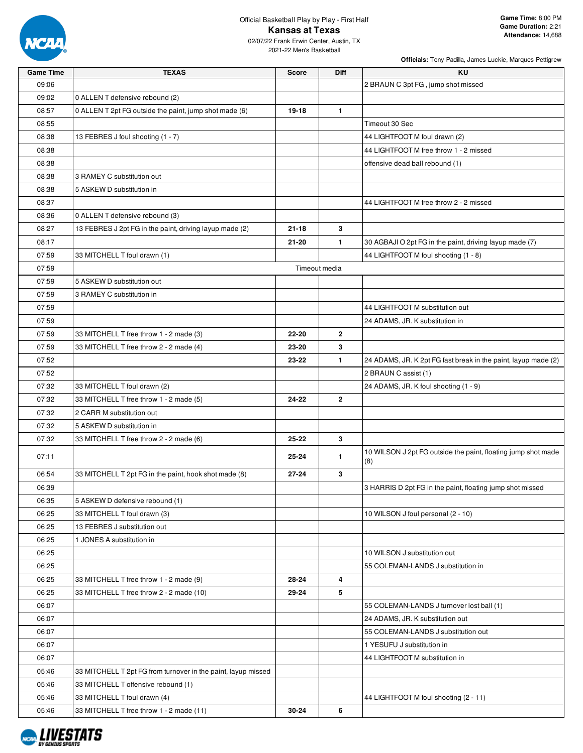Official Basketball Play by Play - First Half

# Kansas at Texas

02/07/22 Frank Erwin Center, Austin, TX
2021-22 Men's Basketball

**Game Time:** 8:00 PM
**Game Duration:** 2:21
**Attendance:** 14,688

**Officials:** Tony Padilla, James Luckie, Marques Pettigrew

| Game Time | TEXAS | Score | Diff | KU |
|---|---|---|---|---|
| 09:06 | | | | 2 BRAUN C 3pt FG , jump shot missed |
| 09:02 | 0 ALLEN T defensive rebound (2) | | | |
| 08:57 | 0 ALLEN T 2pt FG outside the paint, jump shot made (6) | 19-18 | 1 | |
| 08:55 | | | | Timeout 30 Sec |
| 08:38 | 13 FEBRES J foul shooting (1 - 7) | | | 44 LIGHTFOOT M foul drawn (2) |
| 08:38 | | | | 44 LIGHTFOOT M free throw 1 - 2 missed |
| 08:38 | | | | offensive dead ball rebound (1) |
| 08:38 | 3 RAMEY C substitution out | | | |
| 08:38 | 5 ASKEW D substitution in | | | |
| 08:37 | | | | 44 LIGHTFOOT M free throw 2 - 2 missed |
| 08:36 | 0 ALLEN T defensive rebound (3) | | | |
| 08:27 | 13 FEBRES J 2pt FG in the paint, driving layup made (2) | 21-18 | 3 | |
| 08:17 | | 21-20 | 1 | 30 AGBAJI O 2pt FG in the paint, driving layup made (7) |
| 07:59 | 33 MITCHELL T foul drawn (1) | | | 44 LIGHTFOOT M foul shooting (1 - 8) |
| 07:59 | | Timeout media | | |
| 07:59 | 5 ASKEW D substitution out | | | |
| 07:59 | 3 RAMEY C substitution in | | | |
| 07:59 | | | | 44 LIGHTFOOT M substitution out |
| 07:59 | | | | 24 ADAMS, JR. K substitution in |
| 07:59 | 33 MITCHELL T free throw 1 - 2 made (3) | 22-20 | 2 | |
| 07:59 | 33 MITCHELL T free throw 2 - 2 made (4) | 23-20 | 3 | |
| 07:52 | | 23-22 | 1 | 24 ADAMS, JR. K 2pt FG fast break in the paint, layup made (2) |
| 07:52 | | | | 2 BRAUN C assist (1) |
| 07:32 | 33 MITCHELL T foul drawn (2) | | | 24 ADAMS, JR. K foul shooting (1 - 9) |
| 07:32 | 33 MITCHELL T free throw 1 - 2 made (5) | 24-22 | 2 | |
| 07:32 | 2 CARR M substitution out | | | |
| 07:32 | 5 ASKEW D substitution in | | | |
| 07:32 | 33 MITCHELL T free throw 2 - 2 made (6) | 25-22 | 3 | |
| 07:11 | | 25-24 | 1 | 10 WILSON J 2pt FG outside the paint, floating jump shot made (8) |
| 06:54 | 33 MITCHELL T 2pt FG in the paint, hook shot made (8) | 27-24 | 3 | |
| 06:39 | | | | 3 HARRIS D 2pt FG in the paint, floating jump shot missed |
| 06:35 | 5 ASKEW D defensive rebound (1) | | | |
| 06:25 | 33 MITCHELL T foul drawn (3) | | | 10 WILSON J foul personal (2 - 10) |
| 06:25 | 13 FEBRES J substitution out | | | |
| 06:25 | 1 JONES A substitution in | | | |
| 06:25 | | | | 10 WILSON J substitution out |
| 06:25 | | | | 55 COLEMAN-LANDS J substitution in |
| 06:25 | 33 MITCHELL T free throw 1 - 2 made (9) | 28-24 | 4 | |
| 06:25 | 33 MITCHELL T free throw 2 - 2 made (10) | 29-24 | 5 | |
| 06:07 | | | | 55 COLEMAN-LANDS J turnover lost ball (1) |
| 06:07 | | | | 24 ADAMS, JR. K substitution out |
| 06:07 | | | | 55 COLEMAN-LANDS J substitution out |
| 06:07 | | | | 1 YESUFU J substitution in |
| 06:07 | | | | 44 LIGHTFOOT M substitution in |
| 05:46 | 33 MITCHELL T 2pt FG from turnover in the paint, layup missed | | | |
| 05:46 | 33 MITCHELL T offensive rebound (1) | | | |
| 05:46 | 33 MITCHELL T foul drawn (4) | | | 44 LIGHTFOOT M foul shooting (2 - 11) |
| 05:46 | 33 MITCHELL T free throw 1 - 2 made (11) | 30-24 | 6 | |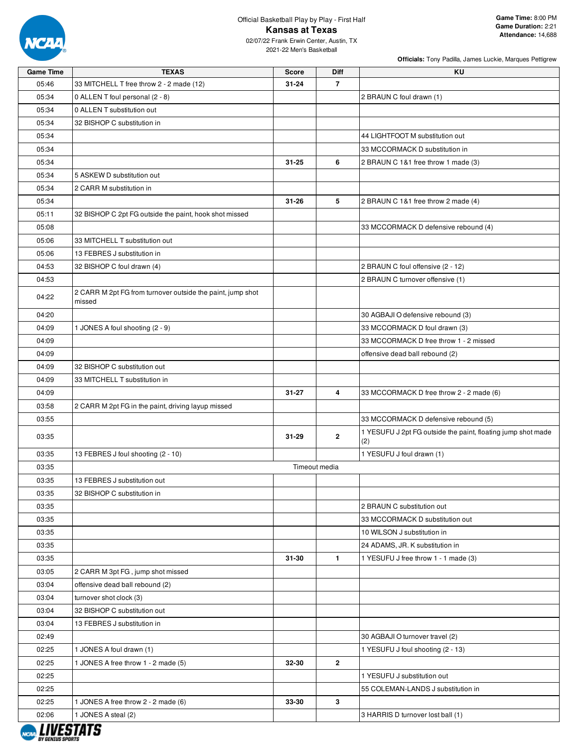Official Basketball Play by Play - First Half

# Kansas at Texas

02/07/22 Frank Erwin Center, Austin, TX
2021-22 Men's Basketball

**Game Time:** 8:00 PM
**Game Duration:** 2:21
**Attendance:** 14,688

**Officials:** Tony Padilla, James Luckie, Marques Pettigrew

| Game Time | TEXAS | Score | Diff | KU |
|---|---|---|---|---|
| 05:46 | 33 MITCHELL T free throw 2 - 2 made (12) | **31-24** | **7** | |
| 05:34 | 0 ALLEN T foul personal (2 - 8) | | | 2 BRAUN C foul drawn (1) |
| 05:34 | 0 ALLEN T substitution out | | | |
| 05:34 | 32 BISHOP C substitution in | | | |
| 05:34 | | | | 44 LIGHTFOOT M substitution out |
| 05:34 | | | | 33 MCCORMACK D substitution in |
| 05:34 | | **31-25** | **6** | 2 BRAUN C 1&1 free throw 1 made (3) |
| 05:34 | 5 ASKEW D substitution out | | | |
| 05:34 | 2 CARR M substitution in | | | |
| 05:34 | | **31-26** | **5** | 2 BRAUN C 1&1 free throw 2 made (4) |
| 05:11 | 32 BISHOP C 2pt FG outside the paint, hook shot missed | | | |
| 05:08 | | | | 33 MCCORMACK D defensive rebound (4) |
| 05:06 | 33 MITCHELL T substitution out | | | |
| 05:06 | 13 FEBRES J substitution in | | | |
| 04:53 | 32 BISHOP C foul drawn (4) | | | 2 BRAUN C foul offensive (2 - 12) |
| 04:53 | | | | 2 BRAUN C turnover offensive (1) |
| 04:22 | 2 CARR M 2pt FG from turnover outside the paint, jump shot missed | | | |
| 04:20 | | | | 30 AGBAJI O defensive rebound (3) |
| 04:09 | 1 JONES A foul shooting (2 - 9) | | | 33 MCCORMACK D foul drawn (3) |
| 04:09 | | | | 33 MCCORMACK D free throw 1 - 2 missed |
| 04:09 | | | | offensive dead ball rebound (2) |
| 04:09 | 32 BISHOP C substitution out | | | |
| 04:09 | 33 MITCHELL T substitution in | | | |
| 04:09 | | **31-27** | **4** | 33 MCCORMACK D free throw 2 - 2 made (6) |
| 03:58 | 2 CARR M 2pt FG in the paint, driving layup missed | | | |
| 03:55 | | | | 33 MCCORMACK D defensive rebound (5) |
| 03:35 | | **31-29** | **2** | 1 YESUFU J 2pt FG outside the paint, floating jump shot made (2) |
| 03:35 | 13 FEBRES J foul shooting (2 - 10) | | | 1 YESUFU J foul drawn (1) |
| 03:35 | Timeout media | | | |
| 03:35 | 13 FEBRES J substitution out | | | |
| 03:35 | 32 BISHOP C substitution in | | | |
| 03:35 | | | | 2 BRAUN C substitution out |
| 03:35 | | | | 33 MCCORMACK D substitution out |
| 03:35 | | | | 10 WILSON J substitution in |
| 03:35 | | | | 24 ADAMS, JR. K substitution in |
| 03:35 | | **31-30** | **1** | 1 YESUFU J free throw 1 - 1 made (3) |
| 03:05 | 2 CARR M 3pt FG , jump shot missed | | | |
| 03:04 | offensive dead ball rebound (2) | | | |
| 03:04 | turnover shot clock (3) | | | |
| 03:04 | 32 BISHOP C substitution out | | | |
| 03:04 | 13 FEBRES J substitution in | | | |
| 02:49 | | | | 30 AGBAJI O turnover travel (2) |
| 02:25 | 1 JONES A foul drawn (1) | | | 1 YESUFU J foul shooting (2 - 13) |
| 02:25 | 1 JONES A free throw 1 - 2 made (5) | **32-30** | **2** | |
| 02:25 | | | | 1 YESUFU J substitution out |
| 02:25 | | | | 55 COLEMAN-LANDS J substitution in |
| 02:25 | 1 JONES A free throw 2 - 2 made (6) | **33-30** | **3** | |
| 02:06 | 1 JONES A steal (2) | | | 3 HARRIS D turnover lost ball (1) |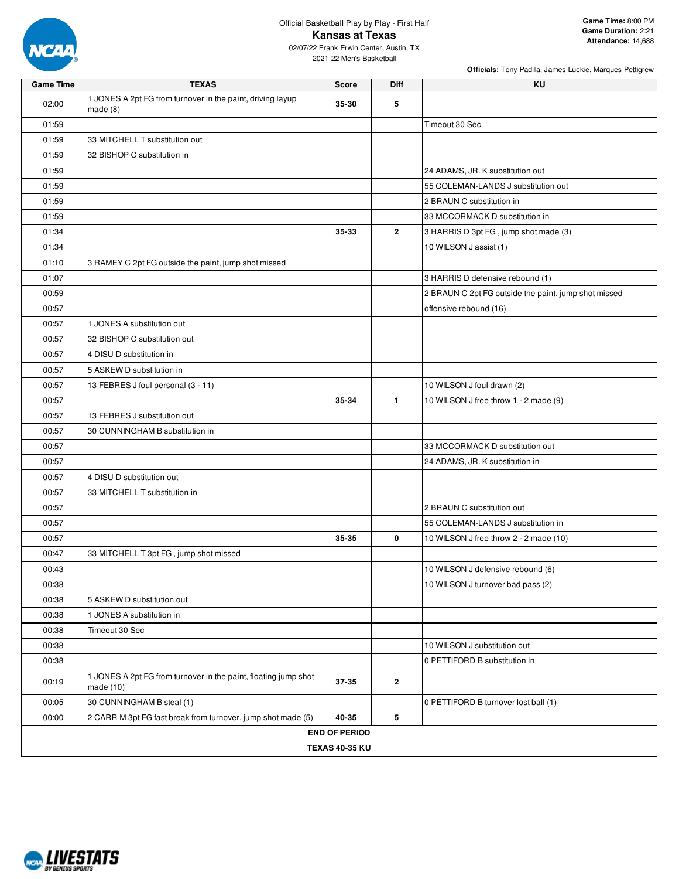Official Basketball Play by Play - First Half

# Kansas at Texas

02/07/22 Frank Erwin Center, Austin, TX

2021-22 Men's Basketball

**Game Time:** 8:00 PM
**Game Duration:** 2:21
**Attendance:** 14,688

**Officials:** Tony Padilla, James Luckie, Marques Pettigrew

| Game Time | TEXAS | Score | Diff | KU |
|---|---|---|---|---|
| 02:00 | 1 JONES A 2pt FG from turnover in the paint, driving layup made (8) | 35-30 | 5 | |
| 01:59 | | | | Timeout 30 Sec |
| 01:59 | 33 MITCHELL T substitution out | | | |
| 01:59 | 32 BISHOP C substitution in | | | |
| 01:59 | | | | 24 ADAMS, JR. K substitution out |
| 01:59 | | | | 55 COLEMAN-LANDS J substitution out |
| 01:59 | | | | 2 BRAUN C substitution in |
| 01:59 | | | | 33 MCCORMACK D substitution in |
| 01:34 | | 35-33 | 2 | 3 HARRIS D 3pt FG , jump shot made (3) |
| 01:34 | | | | 10 WILSON J assist (1) |
| 01:10 | 3 RAMEY C 2pt FG outside the paint, jump shot missed | | | |
| 01:07 | | | | 3 HARRIS D defensive rebound (1) |
| 00:59 | | | | 2 BRAUN C 2pt FG outside the paint, jump shot missed |
| 00:57 | | | | offensive rebound (16) |
| 00:57 | 1 JONES A substitution out | | | |
| 00:57 | 32 BISHOP C substitution out | | | |
| 00:57 | 4 DISU D substitution in | | | |
| 00:57 | 5 ASKEW D substitution in | | | |
| 00:57 | 13 FEBRES J foul personal (3 - 11) | | | 10 WILSON J foul drawn (2) |
| 00:57 | | 35-34 | 1 | 10 WILSON J free throw 1 - 2 made (9) |
| 00:57 | 13 FEBRES J substitution out | | | |
| 00:57 | 30 CUNNINGHAM B substitution in | | | |
| 00:57 | | | | 33 MCCORMACK D substitution out |
| 00:57 | | | | 24 ADAMS, JR. K substitution in |
| 00:57 | 4 DISU D substitution out | | | |
| 00:57 | 33 MITCHELL T substitution in | | | |
| 00:57 | | | | 2 BRAUN C substitution out |
| 00:57 | | | | 55 COLEMAN-LANDS J substitution in |
| 00:57 | | 35-35 | 0 | 10 WILSON J free throw 2 - 2 made (10) |
| 00:47 | 33 MITCHELL T 3pt FG , jump shot missed | | | |
| 00:43 | | | | 10 WILSON J defensive rebound (6) |
| 00:38 | | | | 10 WILSON J turnover bad pass (2) |
| 00:38 | 5 ASKEW D substitution out | | | |
| 00:38 | 1 JONES A substitution in | | | |
| 00:38 | Timeout 30 Sec | | | |
| 00:38 | | | | 10 WILSON J substitution out |
| 00:38 | | | | 0 PETTIFORD B substitution in |
| 00:19 | 1 JONES A 2pt FG from turnover in the paint, floating jump shot made (10) | 37-35 | 2 | |
| 00:05 | 30 CUNNINGHAM B steal (1) | | | 0 PETTIFORD B turnover lost ball (1) |
| 00:00 | 2 CARR M 3pt FG fast break from turnover, jump shot made (5) | 40-35 | 5 | |
| | **END OF PERIOD** | | | |
| | **TEXAS 40-35 KU** | | | |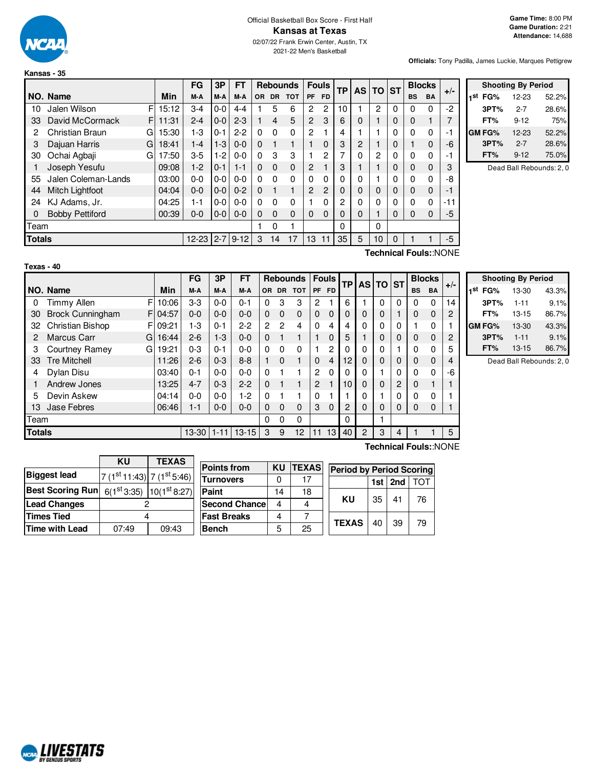Official Basketball Box Score - First Half

# Kansas at Texas

02/07/22 Frank Erwin Center, Austin, TX

2021-22 Men's Basketball

**Game Time:** 8:00 PM
**Game Duration:** 2:21
**Attendance:** 14,688

**Officials:** Tony Padilla, James Luckie, Marques Pettigrew

## Kansas - 35

| NO. | Name | | Min | FG M-A | 3P M-A | FT M-A | OR | DR | TOT | PF | FD | TP | AS | TO | ST | BS | BA | +/- |
|---|---|---|---|---|---|---|---|---|---|---|---|---|---|---|---|---|---|---|
| 10 | Jalen Wilson | F | 15:12 | 3-4 | 0-0 | 4-4 | 1 | 5 | 6 | 2 | 2 | 10 | 1 | 2 | 0 | 0 | 0 | -2 |
| 33 | David McCormack | F | 11:31 | 2-4 | 0-0 | 2-3 | 1 | 4 | 5 | 2 | 3 | 6 | 0 | 1 | 0 | 0 | 1 | 7 |
| 2 | Christian Braun | G | 15:30 | 1-3 | 0-1 | 2-2 | 0 | 0 | 0 | 2 | 1 | 4 | 1 | 1 | 0 | 0 | 0 | -1 |
| 3 | Dajuan Harris | G | 18:41 | 1-4 | 1-3 | 0-0 | 0 | 1 | 1 | 1 | 0 | 3 | 2 | 1 | 0 | 1 | 0 | -6 |
| 30 | Ochai Agbaji | G | 17:50 | 3-5 | 1-2 | 0-0 | 0 | 3 | 3 | 1 | 2 | 7 | 0 | 2 | 0 | 0 | 0 | -1 |
| 1 | Joseph Yesufu | | 09:08 | 1-2 | 0-1 | 1-1 | 0 | 0 | 0 | 2 | 1 | 3 | 1 | 1 | 0 | 0 | 0 | 3 |
| 55 | Jalen Coleman-Lands | | 03:00 | 0-0 | 0-0 | 0-0 | 0 | 0 | 0 | 0 | 0 | 0 | 0 | 1 | 0 | 0 | 0 | -8 |
| 44 | Mitch Lightfoot | | 04:04 | 0-0 | 0-0 | 0-2 | 0 | 1 | 1 | 2 | 2 | 0 | 0 | 0 | 0 | 0 | 0 | -1 |
| 24 | KJ Adams, Jr. | | 04:25 | 1-1 | 0-0 | 0-0 | 0 | 0 | 0 | 1 | 0 | 2 | 0 | 0 | 0 | 0 | 0 | -11 |
| 0 | Bobby Pettiford | | 00:39 | 0-0 | 0-0 | 0-0 | 0 | 0 | 0 | 0 | 0 | 0 | 0 | 1 | 0 | 0 | 0 | -5 |
| | Team | | | | | | 1 | 0 | 1 | | | 0 | | 0 | | | | |
| | **Totals** | | | 12-23 | 2-7 | 9-12 | 3 | 14 | 17 | 13 | 11 | 35 | 5 | 10 | 0 | 1 | 1 | -5 |

**Technical Fouls:**:NONE

| Shooting By Period | | |
|---|---|---|
| 1st FG% | 12-23 | 52.2% |
| 3PT% | 2-7 | 28.6% |
| FT% | 9-12 | 75% |
| GM FG% | 12-23 | 52.2% |
| 3PT% | 2-7 | 28.6% |
| FT% | 9-12 | 75.0% |

Dead Ball Rebounds: 2, 0

## Texas - 40

| NO. | Name | | Min | FG M-A | 3P M-A | FT M-A | OR | DR | TOT | PF | FD | TP | AS | TO | ST | BS | BA | +/- |
|---|---|---|---|---|---|---|---|---|---|---|---|---|---|---|---|---|---|---|
| 0 | Timmy Allen | F | 10:06 | 3-3 | 0-0 | 0-1 | 0 | 3 | 3 | 2 | 1 | 6 | 1 | 0 | 0 | 0 | 0 | 14 |
| 30 | Brock Cunningham | F | 04:57 | 0-0 | 0-0 | 0-0 | 0 | 0 | 0 | 0 | 0 | 0 | 0 | 0 | 1 | 0 | 0 | 2 |
| 32 | Christian Bishop | F | 09:21 | 1-3 | 0-1 | 2-2 | 2 | 2 | 4 | 0 | 4 | 4 | 0 | 0 | 0 | 1 | 0 | 1 |
| 2 | Marcus Carr | G | 16:44 | 2-6 | 1-3 | 0-0 | 0 | 1 | 1 | 1 | 0 | 5 | 1 | 0 | 0 | 0 | 0 | 2 |
| 3 | Courtney Ramey | G | 19:21 | 0-3 | 0-1 | 0-0 | 0 | 0 | 0 | 1 | 2 | 0 | 0 | 0 | 1 | 0 | 0 | 5 |
| 33 | Tre Mitchell | | 11:26 | 2-6 | 0-3 | 8-8 | 1 | 0 | 1 | 0 | 4 | 12 | 0 | 0 | 0 | 0 | 0 | 4 |
| 4 | Dylan Disu | | 03:40 | 0-1 | 0-0 | 0-0 | 0 | 1 | 1 | 2 | 0 | 0 | 0 | 1 | 0 | 0 | 0 | -6 |
| 1 | Andrew Jones | | 13:25 | 4-7 | 0-3 | 2-2 | 0 | 1 | 1 | 2 | 1 | 10 | 0 | 0 | 2 | 0 | 1 | 1 |
| 5 | Devin Askew | | 04:14 | 0-0 | 0-0 | 1-2 | 0 | 1 | 1 | 0 | 1 | 1 | 0 | 1 | 0 | 0 | 0 | 1 |
| 13 | Jase Febres | | 06:46 | 1-1 | 0-0 | 0-0 | 0 | 0 | 0 | 3 | 0 | 2 | 0 | 0 | 0 | 0 | 0 | 1 |
| | Team | | | | | | 0 | 0 | 0 | | | 0 | | 1 | | | | |
| | **Totals** | | | 13-30 | 1-11 | 13-15 | 3 | 9 | 12 | 11 | 13 | 40 | 2 | 3 | 4 | 1 | 1 | 5 |

**Technical Fouls:**:NONE

| Shooting By Period | | |
|---|---|---|
| 1st FG% | 13-30 | 43.3% |
| 3PT% | 1-11 | 9.1% |
| FT% | 13-15 | 86.7% |
| GM FG% | 13-30 | 43.3% |
| 3PT% | 1-11 | 9.1% |
| FT% | 13-15 | 86.7% |

Dead Ball Rebounds: 2, 0

| | KU | TEXAS |
|---|---|---|
| **Biggest lead** | 7 (1st 11:43) | 7 (1st 5:46) |
| **Best Scoring Run** | 6(1st 3:35) | 10(1st 8:27) |
| **Lead Changes** | 2 | |
| **Times Tied** | 4 | |
| **Time with Lead** | 07:49 | 09:43 |

| Points from | KU | TEXAS |
|---|---|---|
| Turnovers | 0 | 17 |
| Paint | 14 | 18 |
| Second Chance | 4 | 4 |
| Fast Breaks | 4 | 7 |
| Bench | 5 | 25 |

| Period by Period Scoring | 1st | 2nd | TOT |
|---|---|---|---|
| KU | 35 | 41 | 76 |
| TEXAS | 40 | 39 | 79 |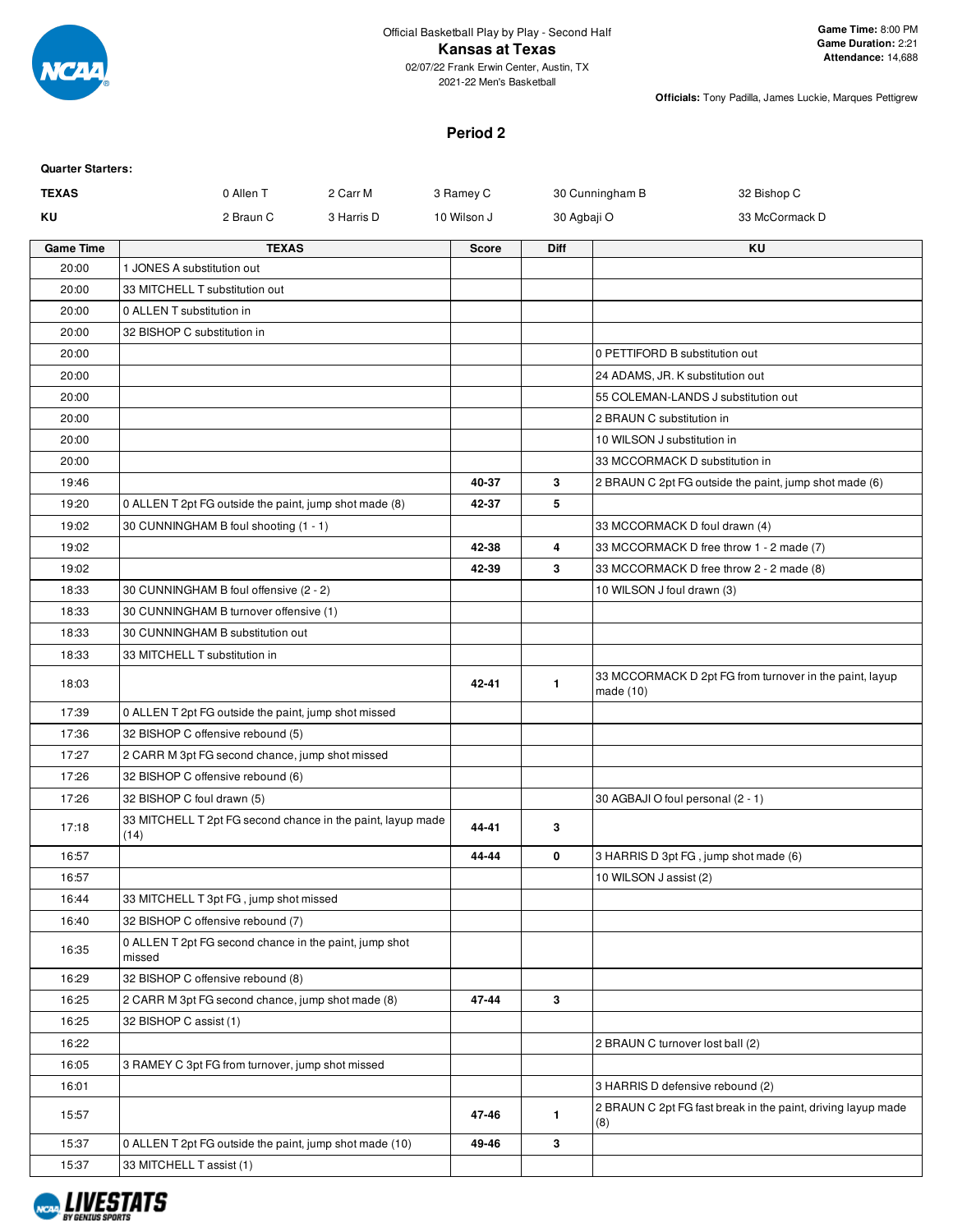Official Basketball Play by Play - Second Half

**Kansas at Texas**

02/07/22 Frank Erwin Center, Austin, TX

2021-22 Men's Basketball

**Game Time:** 8:00 PM
**Game Duration:** 2:21
**Attendance:** 14,688

**Officials:** Tony Padilla, James Luckie, Marques Pettigrew

## Period 2

**Quarter Starters:**

| | | | | | |
|---|---|---|---|---|---|
| **TEXAS** | 0 Allen T | 2 Carr M | 3 Ramey C | 30 Cunningham B | 32 Bishop C |
| **KU** | 2 Braun C | 3 Harris D | 10 Wilson J | 30 Agbaji O | 33 McCormack D |

| Game Time | TEXAS | Score | Diff | KU |
|---|---|---|---|---|
| 20:00 | 1 JONES A substitution out | | | |
| 20:00 | 33 MITCHELL T substitution out | | | |
| 20:00 | 0 ALLEN T substitution in | | | |
| 20:00 | 32 BISHOP C substitution in | | | |
| 20:00 | | | | 0 PETTIFORD B substitution out |
| 20:00 | | | | 24 ADAMS, JR. K substitution out |
| 20:00 | | | | 55 COLEMAN-LANDS J substitution out |
| 20:00 | | | | 2 BRAUN C substitution in |
| 20:00 | | | | 10 WILSON J substitution in |
| 20:00 | | | | 33 MCCORMACK D substitution in |
| 19:46 | | 40-37 | 3 | 2 BRAUN C 2pt FG outside the paint, jump shot made (6) |
| 19:20 | 0 ALLEN T 2pt FG outside the paint, jump shot made (8) | 42-37 | 5 | |
| 19:02 | 30 CUNNINGHAM B foul shooting (1 - 1) | | | 33 MCCORMACK D foul drawn (4) |
| 19:02 | | 42-38 | 4 | 33 MCCORMACK D free throw 1 - 2 made (7) |
| 19:02 | | 42-39 | 3 | 33 MCCORMACK D free throw 2 - 2 made (8) |
| 18:33 | 30 CUNNINGHAM B foul offensive (2 - 2) | | | 10 WILSON J foul drawn (3) |
| 18:33 | 30 CUNNINGHAM B turnover offensive (1) | | | |
| 18:33 | 30 CUNNINGHAM B substitution out | | | |
| 18:33 | 33 MITCHELL T substitution in | | | |
| 18:03 | | 42-41 | 1 | 33 MCCORMACK D 2pt FG from turnover in the paint, layup made (10) |
| 17:39 | 0 ALLEN T 2pt FG outside the paint, jump shot missed | | | |
| 17:36 | 32 BISHOP C offensive rebound (5) | | | |
| 17:27 | 2 CARR M 3pt FG second chance, jump shot missed | | | |
| 17:26 | 32 BISHOP C offensive rebound (6) | | | |
| 17:26 | 32 BISHOP C foul drawn (5) | | | 30 AGBAJI O foul personal (2 - 1) |
| 17:18 | 33 MITCHELL T 2pt FG second chance in the paint, layup made (14) | 44-41 | 3 | |
| 16:57 | | 44-44 | 0 | 3 HARRIS D 3pt FG , jump shot made (6) |
| 16:57 | | | | 10 WILSON J assist (2) |
| 16:44 | 33 MITCHELL T 3pt FG , jump shot missed | | | |
| 16:40 | 32 BISHOP C offensive rebound (7) | | | |
| 16:35 | 0 ALLEN T 2pt FG second chance in the paint, jump shot missed | | | |
| 16:29 | 32 BISHOP C offensive rebound (8) | | | |
| 16:25 | 2 CARR M 3pt FG second chance, jump shot made (8) | 47-44 | 3 | |
| 16:25 | 32 BISHOP C assist (1) | | | |
| 16:22 | | | | 2 BRAUN C turnover lost ball (2) |
| 16:05 | 3 RAMEY C 3pt FG from turnover, jump shot missed | | | |
| 16:01 | | | | 3 HARRIS D defensive rebound (2) |
| 15:57 | | 47-46 | 1 | 2 BRAUN C 2pt FG fast break in the paint, driving layup made (8) |
| 15:37 | 0 ALLEN T 2pt FG outside the paint, jump shot made (10) | 49-46 | 3 | |
| 15:37 | 33 MITCHELL T assist (1) | | | |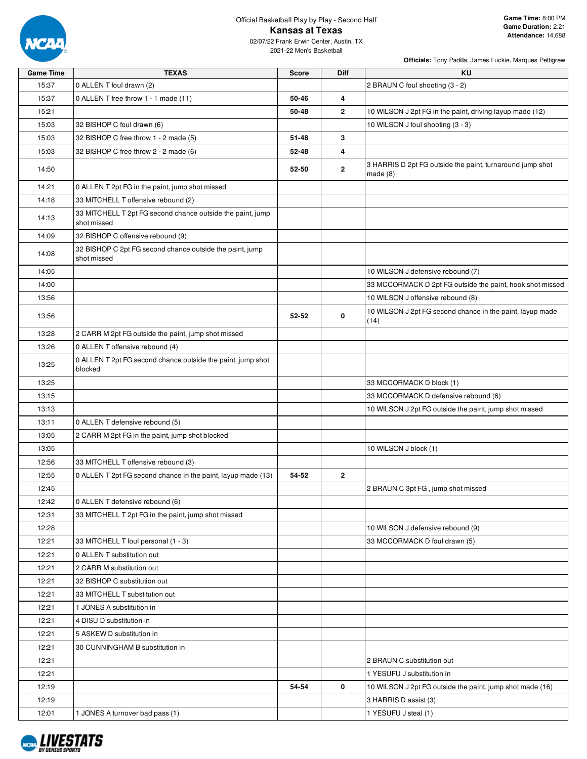Official Basketball Play by Play - Second Half

# Kansas at Texas

02/07/22 Frank Erwin Center, Austin, TX
2021-22 Men's Basketball

**Game Time:** 8:00 PM
**Game Duration:** 2:21
**Attendance:** 14,688

**Officials:** Tony Padilla, James Luckie, Marques Pettigrew

| Game Time | TEXAS | Score | Diff | KU |
|---|---|---|---|---|
| 15:37 | 0 ALLEN T foul drawn (2) | | | 2 BRAUN C foul shooting (3 - 2) |
| 15:37 | 0 ALLEN T free throw 1 - 1 made (11) | 50-46 | 4 | |
| 15:21 | | 50-48 | 2 | 10 WILSON J 2pt FG in the paint, driving layup made (12) |
| 15:03 | 32 BISHOP C foul drawn (6) | | | 10 WILSON J foul shooting (3 - 3) |
| 15:03 | 32 BISHOP C free throw 1 - 2 made (5) | 51-48 | 3 | |
| 15:03 | 32 BISHOP C free throw 2 - 2 made (6) | 52-48 | 4 | |
| 14:50 | | 52-50 | 2 | 3 HARRIS D 2pt FG outside the paint, turnaround jump shot made (8) |
| 14:21 | 0 ALLEN T 2pt FG in the paint, jump shot missed | | | |
| 14:18 | 33 MITCHELL T offensive rebound (2) | | | |
| 14:13 | 33 MITCHELL T 2pt FG second chance outside the paint, jump shot missed | | | |
| 14:09 | 32 BISHOP C offensive rebound (9) | | | |
| 14:08 | 32 BISHOP C 2pt FG second chance outside the paint, jump shot missed | | | |
| 14:05 | | | | 10 WILSON J defensive rebound (7) |
| 14:00 | | | | 33 MCCORMACK D 2pt FG outside the paint, hook shot missed |
| 13:56 | | | | 10 WILSON J offensive rebound (8) |
| 13:56 | | 52-52 | 0 | 10 WILSON J 2pt FG second chance in the paint, layup made (14) |
| 13:28 | 2 CARR M 2pt FG outside the paint, jump shot missed | | | |
| 13:26 | 0 ALLEN T offensive rebound (4) | | | |
| 13:25 | 0 ALLEN T 2pt FG second chance outside the paint, jump shot blocked | | | |
| 13:25 | | | | 33 MCCORMACK D block (1) |
| 13:15 | | | | 33 MCCORMACK D defensive rebound (6) |
| 13:13 | | | | 10 WILSON J 2pt FG outside the paint, jump shot missed |
| 13:11 | 0 ALLEN T defensive rebound (5) | | | |
| 13:05 | 2 CARR M 2pt FG in the paint, jump shot blocked | | | |
| 13:05 | | | | 10 WILSON J block (1) |
| 12:56 | 33 MITCHELL T offensive rebound (3) | | | |
| 12:55 | 0 ALLEN T 2pt FG second chance in the paint, layup made (13) | 54-52 | 2 | |
| 12:45 | | | | 2 BRAUN C 3pt FG , jump shot missed |
| 12:42 | 0 ALLEN T defensive rebound (6) | | | |
| 12:31 | 33 MITCHELL T 2pt FG in the paint, jump shot missed | | | |
| 12:28 | | | | 10 WILSON J defensive rebound (9) |
| 12:21 | 33 MITCHELL T foul personal (1 - 3) | | | 33 MCCORMACK D foul drawn (5) |
| 12:21 | 0 ALLEN T substitution out | | | |
| 12:21 | 2 CARR M substitution out | | | |
| 12:21 | 32 BISHOP C substitution out | | | |
| 12:21 | 33 MITCHELL T substitution out | | | |
| 12:21 | 1 JONES A substitution in | | | |
| 12:21 | 4 DISU D substitution in | | | |
| 12:21 | 5 ASKEW D substitution in | | | |
| 12:21 | 30 CUNNINGHAM B substitution in | | | |
| 12:21 | | | | 2 BRAUN C substitution out |
| 12:21 | | | | 1 YESUFU J substitution in |
| 12:19 | | 54-54 | 0 | 10 WILSON J 2pt FG outside the paint, jump shot made (16) |
| 12:19 | | | | 3 HARRIS D assist (3) |
| 12:01 | 1 JONES A turnover bad pass (1) | | | 1 YESUFU J steal (1) |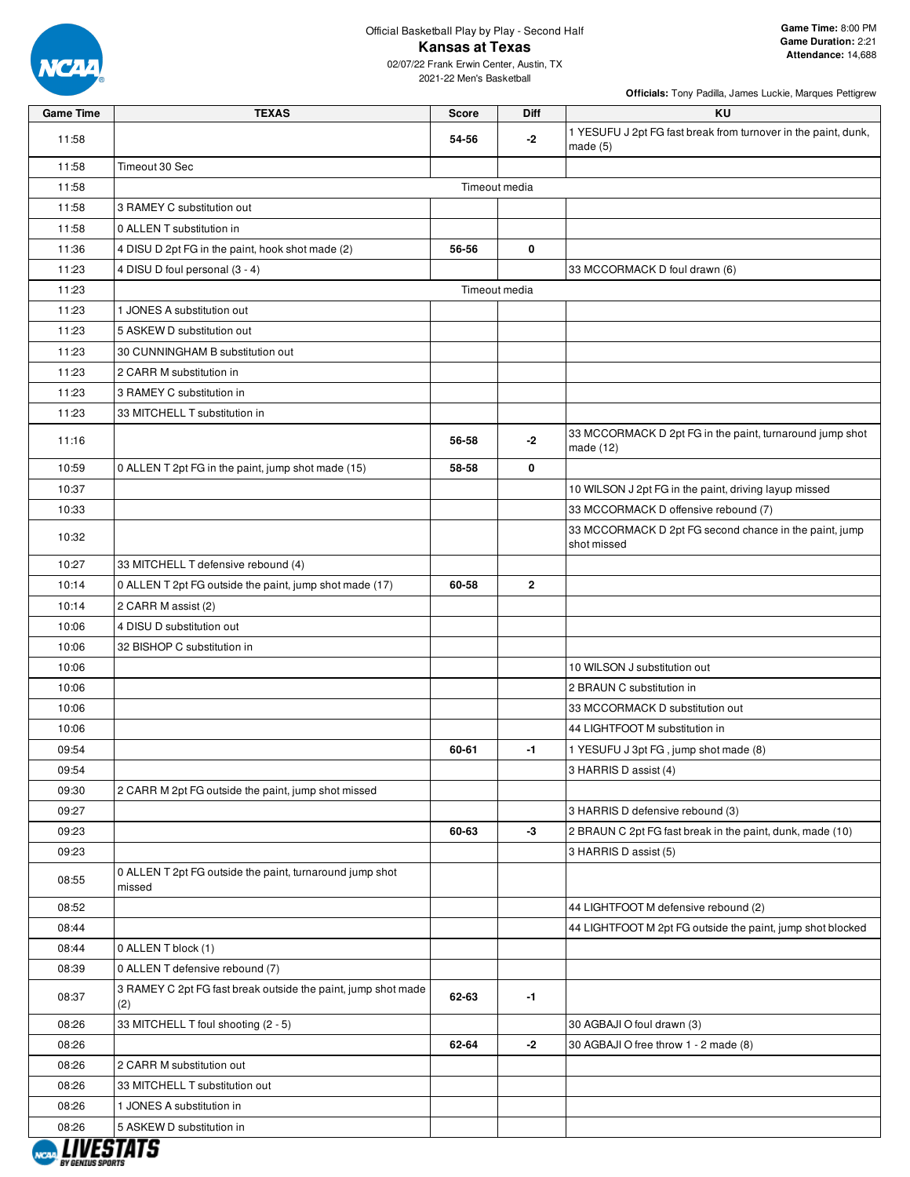Official Basketball Play by Play - Second Half

# Kansas at Texas

02/07/22 Frank Erwin Center, Austin, TX

2021-22 Men's Basketball

**Game Time:** 8:00 PM
**Game Duration:** 2:21
**Attendance:** 14,688

**Officials:** Tony Padilla, James Luckie, Marques Pettigrew

| Game Time | TEXAS | Score | Diff | KU |
|---|---|---|---|---|
| 11:58 | | 54-56 | -2 | 1 YESUFU J 2pt FG fast break from turnover in the paint, dunk, made (5) |
| 11:58 | Timeout 30 Sec | | | |
| 11:58 | | Timeout media | | |
| 11:58 | 3 RAMEY C substitution out | | | |
| 11:58 | 0 ALLEN T substitution in | | | |
| 11:36 | 4 DISU D 2pt FG in the paint, hook shot made (2) | 56-56 | 0 | |
| 11:23 | 4 DISU D foul personal (3 - 4) | | | 33 MCCORMACK D foul drawn (6) |
| 11:23 | | Timeout media | | |
| 11:23 | 1 JONES A substitution out | | | |
| 11:23 | 5 ASKEW D substitution out | | | |
| 11:23 | 30 CUNNINGHAM B substitution out | | | |
| 11:23 | 2 CARR M substitution in | | | |
| 11:23 | 3 RAMEY C substitution in | | | |
| 11:23 | 33 MITCHELL T substitution in | | | |
| 11:16 | | 56-58 | -2 | 33 MCCORMACK D 2pt FG in the paint, turnaround jump shot made (12) |
| 10:59 | 0 ALLEN T 2pt FG in the paint, jump shot made (15) | 58-58 | 0 | |
| 10:37 | | | | 10 WILSON J 2pt FG in the paint, driving layup missed |
| 10:33 | | | | 33 MCCORMACK D offensive rebound (7) |
| 10:32 | | | | 33 MCCORMACK D 2pt FG second chance in the paint, jump shot missed |
| 10:27 | 33 MITCHELL T defensive rebound (4) | | | |
| 10:14 | 0 ALLEN T 2pt FG outside the paint, jump shot made (17) | 60-58 | 2 | |
| 10:14 | 2 CARR M assist (2) | | | |
| 10:06 | 4 DISU D substitution out | | | |
| 10:06 | 32 BISHOP C substitution in | | | |
| 10:06 | | | | 10 WILSON J substitution out |
| 10:06 | | | | 2 BRAUN C substitution in |
| 10:06 | | | | 33 MCCORMACK D substitution out |
| 10:06 | | | | 44 LIGHTFOOT M substitution in |
| 09:54 | | 60-61 | -1 | 1 YESUFU J 3pt FG , jump shot made (8) |
| 09:54 | | | | 3 HARRIS D assist (4) |
| 09:30 | 2 CARR M 2pt FG outside the paint, jump shot missed | | | |
| 09:27 | | | | 3 HARRIS D defensive rebound (3) |
| 09:23 | | 60-63 | -3 | 2 BRAUN C 2pt FG fast break in the paint, dunk, made (10) |
| 09:23 | | | | 3 HARRIS D assist (5) |
| 08:55 | 0 ALLEN T 2pt FG outside the paint, turnaround jump shot missed | | | |
| 08:52 | | | | 44 LIGHTFOOT M defensive rebound (2) |
| 08:44 | | | | 44 LIGHTFOOT M 2pt FG outside the paint, jump shot blocked |
| 08:44 | 0 ALLEN T block (1) | | | |
| 08:39 | 0 ALLEN T defensive rebound (7) | | | |
| 08:37 | 3 RAMEY C 2pt FG fast break outside the paint, jump shot made (2) | 62-63 | -1 | |
| 08:26 | 33 MITCHELL T foul shooting (2 - 5) | | | 30 AGBAJI O foul drawn (3) |
| 08:26 | | 62-64 | -2 | 30 AGBAJI O free throw 1 - 2 made (8) |
| 08:26 | 2 CARR M substitution out | | | |
| 08:26 | 33 MITCHELL T substitution out | | | |
| 08:26 | 1 JONES A substitution in | | | |
| 08:26 | 5 ASKEW D substitution in | | | |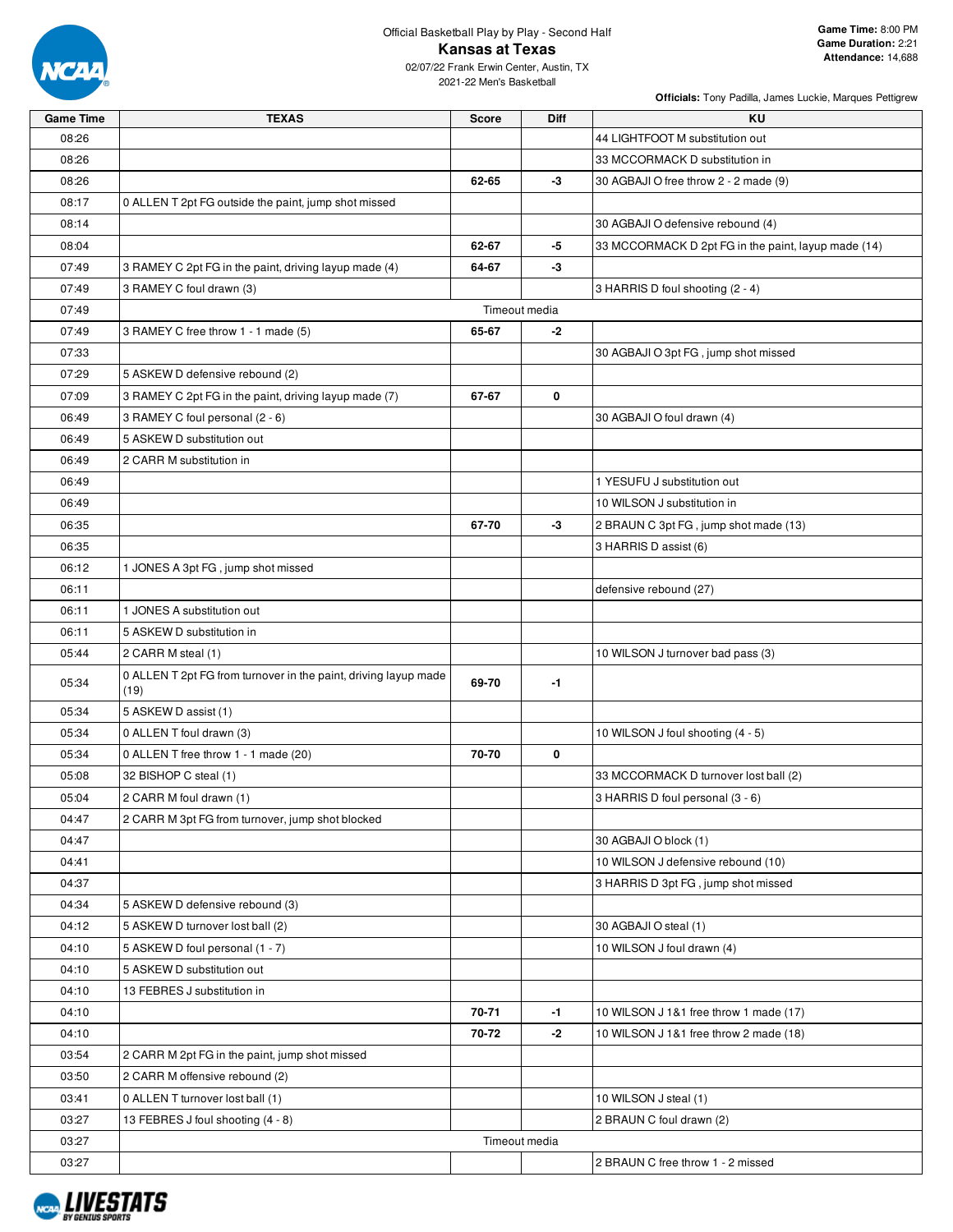Official Basketball Play by Play - Second Half

# Kansas at Texas

02/07/22 Frank Erwin Center, Austin, TX

2021-22 Men's Basketball

**Game Time:** 8:00 PM
**Game Duration:** 2:21
**Attendance:** 14,688

**Officials:** Tony Padilla, James Luckie, Marques Pettigrew

| Game Time | TEXAS | Score | Diff | KU |
|---|---|---|---|---|
| 08:26 | | | | 44 LIGHTFOOT M substitution out |
| 08:26 | | | | 33 MCCORMACK D substitution in |
| 08:26 | | 62-65 | -3 | 30 AGBAJI O free throw 2 - 2 made (9) |
| 08:17 | 0 ALLEN T 2pt FG outside the paint, jump shot missed | | | |
| 08:14 | | | | 30 AGBAJI O defensive rebound (4) |
| 08:04 | | 62-67 | -5 | 33 MCCORMACK D 2pt FG in the paint, layup made (14) |
| 07:49 | 3 RAMEY C 2pt FG in the paint, driving layup made (4) | 64-67 | -3 | |
| 07:49 | 3 RAMEY C foul drawn (3) | | | 3 HARRIS D foul shooting (2 - 4) |
| 07:49 | Timeout media | | | |
| 07:49 | 3 RAMEY C free throw 1 - 1 made (5) | 65-67 | -2 | |
| 07:33 | | | | 30 AGBAJI O 3pt FG , jump shot missed |
| 07:29 | 5 ASKEW D defensive rebound (2) | | | |
| 07:09 | 3 RAMEY C 2pt FG in the paint, driving layup made (7) | 67-67 | 0 | |
| 06:49 | 3 RAMEY C foul personal (2 - 6) | | | 30 AGBAJI O foul drawn (4) |
| 06:49 | 5 ASKEW D substitution out | | | |
| 06:49 | 2 CARR M substitution in | | | |
| 06:49 | | | | 1 YESUFU J substitution out |
| 06:49 | | | | 10 WILSON J substitution in |
| 06:35 | | 67-70 | -3 | 2 BRAUN C 3pt FG , jump shot made (13) |
| 06:35 | | | | 3 HARRIS D assist (6) |
| 06:12 | 1 JONES A 3pt FG , jump shot missed | | | |
| 06:11 | | | | defensive rebound (27) |
| 06:11 | 1 JONES A substitution out | | | |
| 06:11 | 5 ASKEW D substitution in | | | |
| 05:44 | 2 CARR M steal (1) | | | 10 WILSON J turnover bad pass (3) |
| 05:34 | 0 ALLEN T 2pt FG from turnover in the paint, driving layup made (19) | 69-70 | -1 | |
| 05:34 | 5 ASKEW D assist (1) | | | |
| 05:34 | 0 ALLEN T foul drawn (3) | | | 10 WILSON J foul shooting (4 - 5) |
| 05:34 | 0 ALLEN T free throw 1 - 1 made (20) | 70-70 | 0 | |
| 05:08 | 32 BISHOP C steal (1) | | | 33 MCCORMACK D turnover lost ball (2) |
| 05:04 | 2 CARR M foul drawn (1) | | | 3 HARRIS D foul personal (3 - 6) |
| 04:47 | 2 CARR M 3pt FG from turnover, jump shot blocked | | | |
| 04:47 | | | | 30 AGBAJI O block (1) |
| 04:41 | | | | 10 WILSON J defensive rebound (10) |
| 04:37 | | | | 3 HARRIS D 3pt FG , jump shot missed |
| 04:34 | 5 ASKEW D defensive rebound (3) | | | |
| 04:12 | 5 ASKEW D turnover lost ball (2) | | | 30 AGBAJI O steal (1) |
| 04:10 | 5 ASKEW D foul personal (1 - 7) | | | 10 WILSON J foul drawn (4) |
| 04:10 | 5 ASKEW D substitution out | | | |
| 04:10 | 13 FEBRES J substitution in | | | |
| 04:10 | | 70-71 | -1 | 10 WILSON J 1&1 free throw 1 made (17) |
| 04:10 | | 70-72 | -2 | 10 WILSON J 1&1 free throw 2 made (18) |
| 03:54 | 2 CARR M 2pt FG in the paint, jump shot missed | | | |
| 03:50 | 2 CARR M offensive rebound (2) | | | |
| 03:41 | 0 ALLEN T turnover lost ball (1) | | | 10 WILSON J steal (1) |
| 03:27 | 13 FEBRES J foul shooting (4 - 8) | | | 2 BRAUN C foul drawn (2) |
| 03:27 | Timeout media | | | |
| 03:27 | | | | 2 BRAUN C free throw 1 - 2 missed |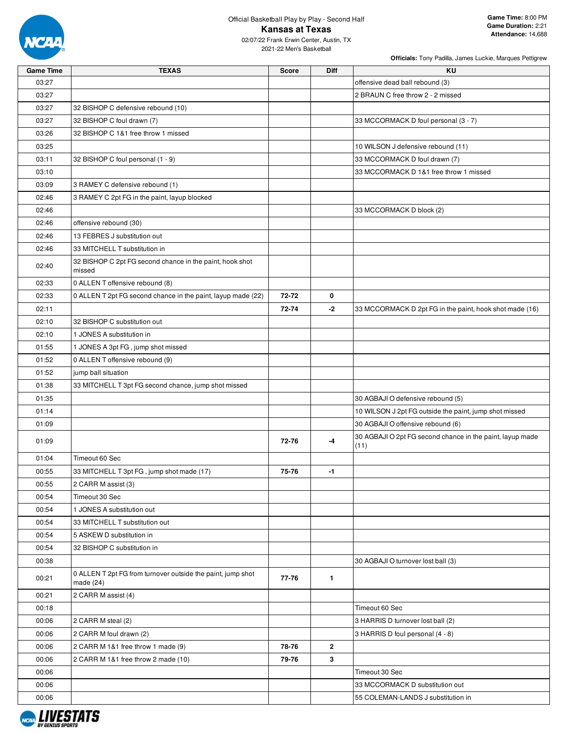Official Basketball Play by Play - Second Half

# Kansas at Texas

02/07/22 Frank Erwin Center, Austin, TX

2021-22 Men's Basketball

**Game Time:** 8:00 PM
**Game Duration:** 2:21
**Attendance:** 14,688

**Officials:** Tony Padilla, James Luckie, Marques Pettigrew

| Game Time | TEXAS | Score | Diff | KU |
|---|---|---|---|---|
| 03:27 | | | | offensive dead ball rebound (3) |
| 03:27 | | | | 2 BRAUN C free throw 2 - 2 missed |
| 03:27 | 32 BISHOP C defensive rebound (10) | | | |
| 03:27 | 32 BISHOP C foul drawn (7) | | | 33 MCCORMACK D foul personal (3 - 7) |
| 03:26 | 32 BISHOP C 1&1 free throw 1 missed | | | |
| 03:25 | | | | 10 WILSON J defensive rebound (11) |
| 03:11 | 32 BISHOP C foul personal (1 - 9) | | | 33 MCCORMACK D foul drawn (7) |
| 03:10 | | | | 33 MCCORMACK D 1&1 free throw 1 missed |
| 03:09 | 3 RAMEY C defensive rebound (1) | | | |
| 02:46 | 3 RAMEY C 2pt FG in the paint, layup blocked | | | |
| 02:46 | | | | 33 MCCORMACK D block (2) |
| 02:46 | offensive rebound (30) | | | |
| 02:46 | 13 FEBRES J substitution out | | | |
| 02:46 | 33 MITCHELL T substitution in | | | |
| 02:40 | 32 BISHOP C 2pt FG second chance in the paint, hook shot missed | | | |
| 02:33 | 0 ALLEN T offensive rebound (8) | | | |
| 02:33 | 0 ALLEN T 2pt FG second chance in the paint, layup made (22) | 72-72 | 0 | |
| 02:11 | | 72-74 | -2 | 33 MCCORMACK D 2pt FG in the paint, hook shot made (16) |
| 02:10 | 32 BISHOP C substitution out | | | |
| 02:10 | 1 JONES A substitution in | | | |
| 01:55 | 1 JONES A 3pt FG , jump shot missed | | | |
| 01:52 | 0 ALLEN T offensive rebound (9) | | | |
| 01:52 | jump ball situation | | | |
| 01:38 | 33 MITCHELL T 3pt FG second chance, jump shot missed | | | |
| 01:35 | | | | 30 AGBAJI O defensive rebound (5) |
| 01:14 | | | | 10 WILSON J 2pt FG outside the paint, jump shot missed |
| 01:09 | | | | 30 AGBAJI O offensive rebound (6) |
| 01:09 | | 72-76 | -4 | 30 AGBAJI O 2pt FG second chance in the paint, layup made (11) |
| 01:04 | Timeout 60 Sec | | | |
| 00:55 | 33 MITCHELL T 3pt FG , jump shot made (17) | 75-76 | -1 | |
| 00:55 | 2 CARR M assist (3) | | | |
| 00:54 | Timeout 30 Sec | | | |
| 00:54 | 1 JONES A substitution out | | | |
| 00:54 | 33 MITCHELL T substitution out | | | |
| 00:54 | 5 ASKEW D substitution in | | | |
| 00:54 | 32 BISHOP C substitution in | | | |
| 00:38 | | | | 30 AGBAJI O turnover lost ball (3) |
| 00:21 | 0 ALLEN T 2pt FG from turnover outside the paint, jump shot made (24) | 77-76 | 1 | |
| 00:21 | 2 CARR M assist (4) | | | |
| 00:18 | | | | Timeout 60 Sec |
| 00:06 | 2 CARR M steal (2) | | | 3 HARRIS D turnover lost ball (2) |
| 00:06 | 2 CARR M foul drawn (2) | | | 3 HARRIS D foul personal (4 - 8) |
| 00:06 | 2 CARR M 1&1 free throw 1 made (9) | 78-76 | 2 | |
| 00:06 | 2 CARR M 1&1 free throw 2 made (10) | 79-76 | 3 | |
| 00:06 | | | | Timeout 30 Sec |
| 00:06 | | | | 33 MCCORMACK D substitution out |
| 00:06 | | | | 55 COLEMAN-LANDS J substitution in |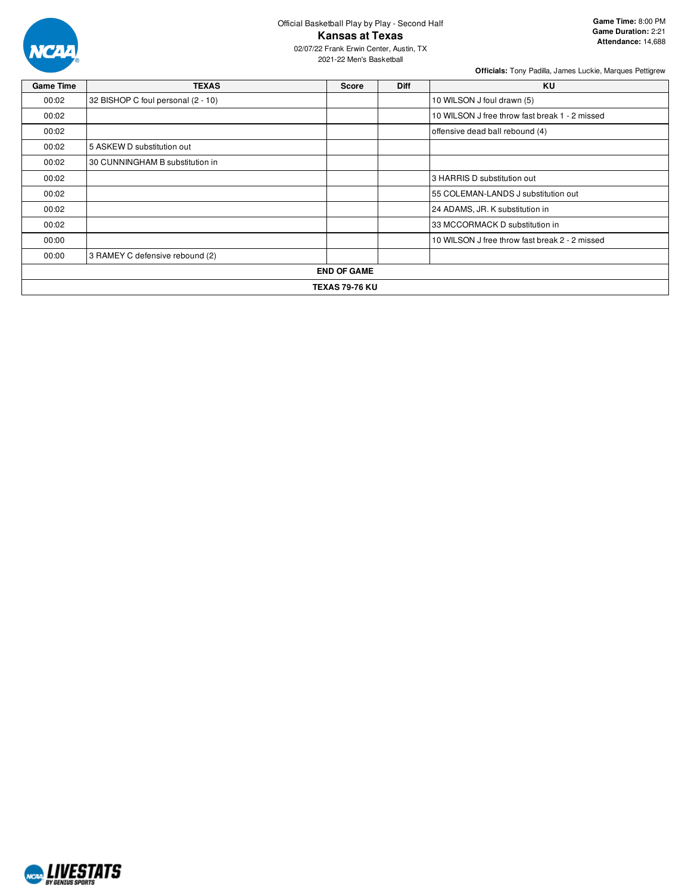Official Basketball Play by Play - Second Half

# Kansas at Texas

02/07/22 Frank Erwin Center, Austin, TX

2021-22 Men's Basketball

**Game Time:** 8:00 PM
**Game Duration:** 2:21
**Attendance:** 14,688

**Officials:** Tony Padilla, James Luckie, Marques Pettigrew

| Game Time | TEXAS | Score | Diff | KU |
| --- | --- | --- | --- | --- |
| 00:02 | 32 BISHOP C foul personal (2 - 10) | | | 10 WILSON J foul drawn (5) |
| 00:02 | | | | 10 WILSON J free throw fast break 1 - 2 missed |
| 00:02 | | | | offensive dead ball rebound (4) |
| 00:02 | 5 ASKEW D substitution out | | | |
| 00:02 | 30 CUNNINGHAM B substitution in | | | |
| 00:02 | | | | 3 HARRIS D substitution out |
| 00:02 | | | | 55 COLEMAN-LANDS J substitution out |
| 00:02 | | | | 24 ADAMS, JR. K substitution in |
| 00:02 | | | | 33 MCCORMACK D substitution in |
| 00:00 | | | | 10 WILSON J free throw fast break 2 - 2 missed |
| 00:00 | 3 RAMEY C defensive rebound (2) | | | |
| **END OF GAME** | | | | |
| **TEXAS 79-76 KU** | | | | |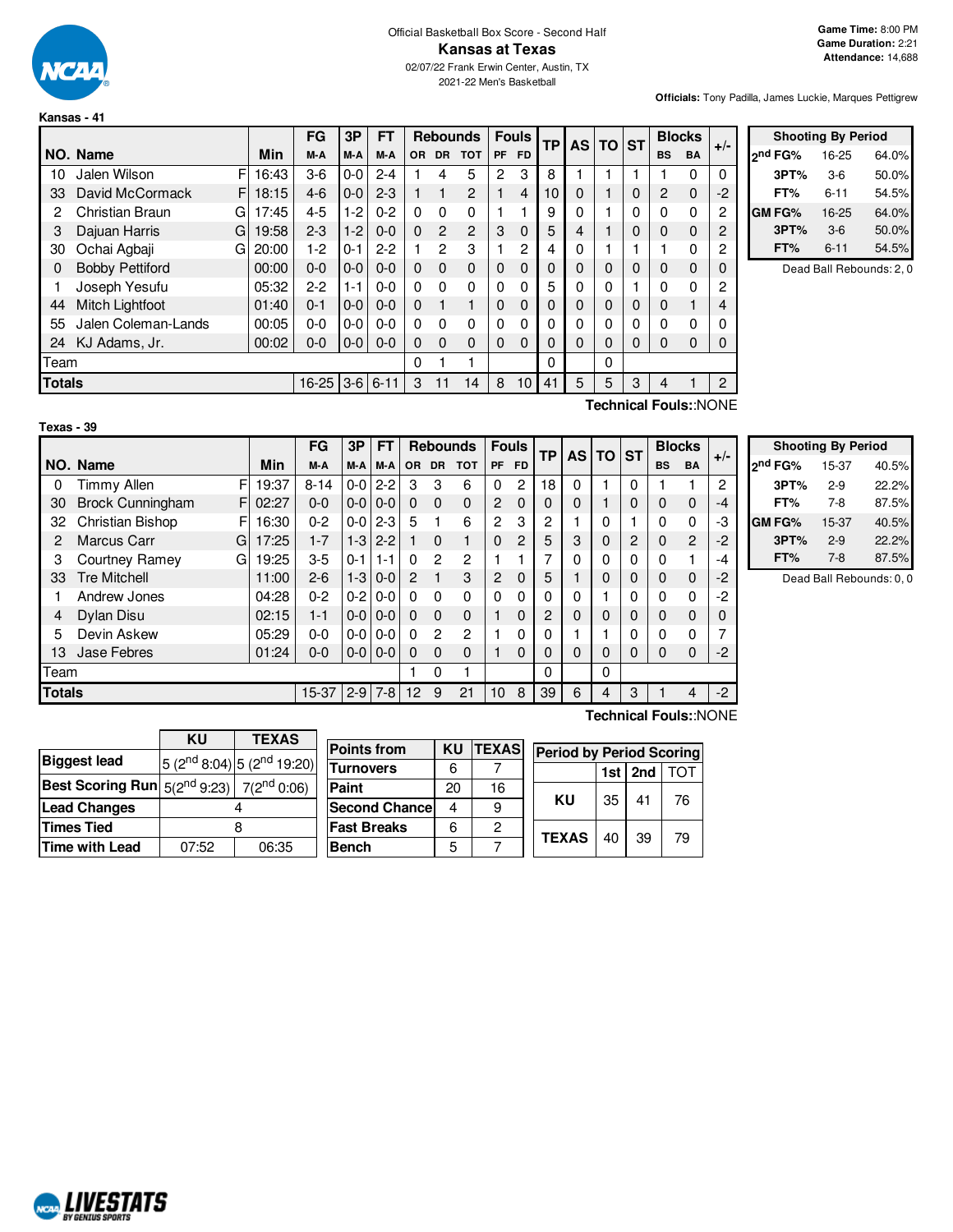Official Basketball Box Score - Second Half

# Kansas at Texas

02/07/22 Frank Erwin Center, Austin, TX

2021-22 Men's Basketball

**Game Time:** 8:00 PM
**Game Duration:** 2:21
**Attendance:** 14,688

**Officials:** Tony Padilla, James Luckie, Marques Pettigrew

**Kansas - 41**

| NO. | Name | | Min | FG M-A | 3P M-A | FT M-A | OR | DR | TOT | PF | FD | TP | AS | TO | ST | BS | BA | +/- |
|---|---|---|---|---|---|---|---|---|---|---|---|---|---|---|---|---|---|---|
| 10 | Jalen Wilson | F | 16:43 | 3-6 | 0-0 | 2-4 | 1 | 4 | 5 | 2 | 3 | 8 | 1 | 1 | 1 | 1 | 0 | 0 |
| 33 | David McCormack | F | 18:15 | 4-6 | 0-0 | 2-3 | 1 | 1 | 2 | 1 | 4 | 10 | 0 | 1 | 0 | 2 | 0 | -2 |
| 2 | Christian Braun | G | 17:45 | 4-5 | 1-2 | 0-2 | 0 | 0 | 0 | 1 | 1 | 9 | 0 | 1 | 0 | 0 | 0 | 2 |
| 3 | Dajuan Harris | G | 19:58 | 2-3 | 1-2 | 0-0 | 0 | 2 | 2 | 3 | 0 | 5 | 4 | 1 | 0 | 0 | 0 | 2 |
| 30 | Ochai Agbaji | G | 20:00 | 1-2 | 0-1 | 2-2 | 1 | 2 | 3 | 1 | 2 | 4 | 0 | 1 | 1 | 1 | 0 | 2 |
| 0 | Bobby Pettiford | | 00:00 | 0-0 | 0-0 | 0-0 | 0 | 0 | 0 | 0 | 0 | 0 | 0 | 0 | 0 | 0 | 0 | 0 |
| 1 | Joseph Yesufu | | 05:32 | 2-2 | 1-1 | 0-0 | 0 | 0 | 0 | 0 | 0 | 5 | 0 | 0 | 1 | 0 | 0 | 2 |
| 44 | Mitch Lightfoot | | 01:40 | 0-1 | 0-0 | 0-0 | 0 | 1 | 1 | 0 | 0 | 0 | 0 | 0 | 0 | 0 | 1 | 4 |
| 55 | Jalen Coleman-Lands | | 00:05 | 0-0 | 0-0 | 0-0 | 0 | 0 | 0 | 0 | 0 | 0 | 0 | 0 | 0 | 0 | 0 | 0 |
| 24 | KJ Adams, Jr. | | 00:02 | 0-0 | 0-0 | 0-0 | 0 | 0 | 0 | 0 | 0 | 0 | 0 | 0 | 0 | 0 | 0 | 0 |
| | Team | | | | | | 0 | 1 | 1 | | | 0 | | 0 | | | | |
| | **Totals** | | | 16-25 | 3-6 | 6-11 | 3 | 11 | 14 | 8 | 10 | 41 | 5 | 5 | 3 | 4 | 1 | 2 |

**Technical Fouls:**:NONE

| Shooting By Period | | |
|---|---|---|
| 2nd FG% | 16-25 | 64.0% |
| 3PT% | 3-6 | 50.0% |
| FT% | 6-11 | 54.5% |
| GM FG% | 16-25 | 64.0% |
| 3PT% | 3-6 | 50.0% |
| FT% | 6-11 | 54.5% |

Dead Ball Rebounds: 2, 0

**Texas - 39**

| NO. | Name | | Min | FG M-A | 3P M-A | FT M-A | OR | DR | TOT | PF | FD | TP | AS | TO | ST | BS | BA | +/- |
|---|---|---|---|---|---|---|---|---|---|---|---|---|---|---|---|---|---|---|
| 0 | Timmy Allen | F | 19:37 | 8-14 | 0-0 | 2-2 | 3 | 3 | 6 | 0 | 2 | 18 | 0 | 1 | 0 | 1 | 1 | 2 |
| 30 | Brock Cunningham | F | 02:27 | 0-0 | 0-0 | 0-0 | 0 | 0 | 0 | 2 | 0 | 0 | 0 | 1 | 0 | 0 | 0 | -4 |
| 32 | Christian Bishop | F | 16:30 | 0-2 | 0-0 | 2-3 | 5 | 1 | 6 | 2 | 3 | 2 | 1 | 0 | 1 | 0 | 0 | -3 |
| 2 | Marcus Carr | G | 17:25 | 1-7 | 1-3 | 2-2 | 1 | 0 | 1 | 0 | 2 | 5 | 3 | 0 | 2 | 0 | 2 | -2 |
| 3 | Courtney Ramey | G | 19:25 | 3-5 | 0-1 | 1-1 | 0 | 2 | 2 | 1 | 1 | 7 | 0 | 0 | 0 | 0 | 1 | -4 |
| 33 | Tre Mitchell | | 11:00 | 2-6 | 1-3 | 0-0 | 2 | 1 | 3 | 2 | 0 | 5 | 1 | 0 | 0 | 0 | 0 | -2 |
| 1 | Andrew Jones | | 04:28 | 0-2 | 0-2 | 0-0 | 0 | 0 | 0 | 0 | 0 | 0 | 0 | 1 | 0 | 0 | 0 | -2 |
| 4 | Dylan Disu | | 02:15 | 1-1 | 0-0 | 0-0 | 0 | 0 | 0 | 1 | 0 | 2 | 0 | 0 | 0 | 0 | 0 | 0 |
| 5 | Devin Askew | | 05:29 | 0-0 | 0-0 | 0-0 | 0 | 2 | 2 | 1 | 0 | 0 | 1 | 1 | 0 | 0 | 0 | 7 |
| 13 | Jase Febres | | 01:24 | 0-0 | 0-0 | 0-0 | 0 | 0 | 0 | 1 | 0 | 0 | 0 | 0 | 0 | 0 | 0 | -2 |
| | Team | | | | | | 1 | 0 | 1 | | | 0 | | 0 | | | | |
| | **Totals** | | | 15-37 | 2-9 | 7-8 | 12 | 9 | 21 | 10 | 8 | 39 | 6 | 4 | 3 | 1 | 4 | -2 |

**Technical Fouls:**:NONE

| Shooting By Period | | |
|---|---|---|
| 2nd FG% | 15-37 | 40.5% |
| 3PT% | 2-9 | 22.2% |
| FT% | 7-8 | 87.5% |
| GM FG% | 15-37 | 40.5% |
| 3PT% | 2-9 | 22.2% |
| FT% | 7-8 | 87.5% |

Dead Ball Rebounds: 0, 0

| | KU | TEXAS |
|---|---|---|
| **Biggest lead** | 5 (2nd 8:04) | 5 (2nd 19:20) |
| **Best Scoring Run** | 5(2nd 9:23) | 7(2nd 0:06) |
| **Lead Changes** | 4 | |
| **Times Tied** | 8 | |
| **Time with Lead** | 07:52 | 06:35 |

| Points from | KU | TEXAS |
|---|---|---|
| Turnovers | 6 | 7 |
| Paint | 20 | 16 |
| Second Chance | 4 | 9 |
| Fast Breaks | 6 | 2 |
| Bench | 5 | 7 |

| Period by Period Scoring | 1st | 2nd | TOT |
|---|---|---|---|
| KU | 35 | 41 | 76 |
| TEXAS | 40 | 39 | 79 |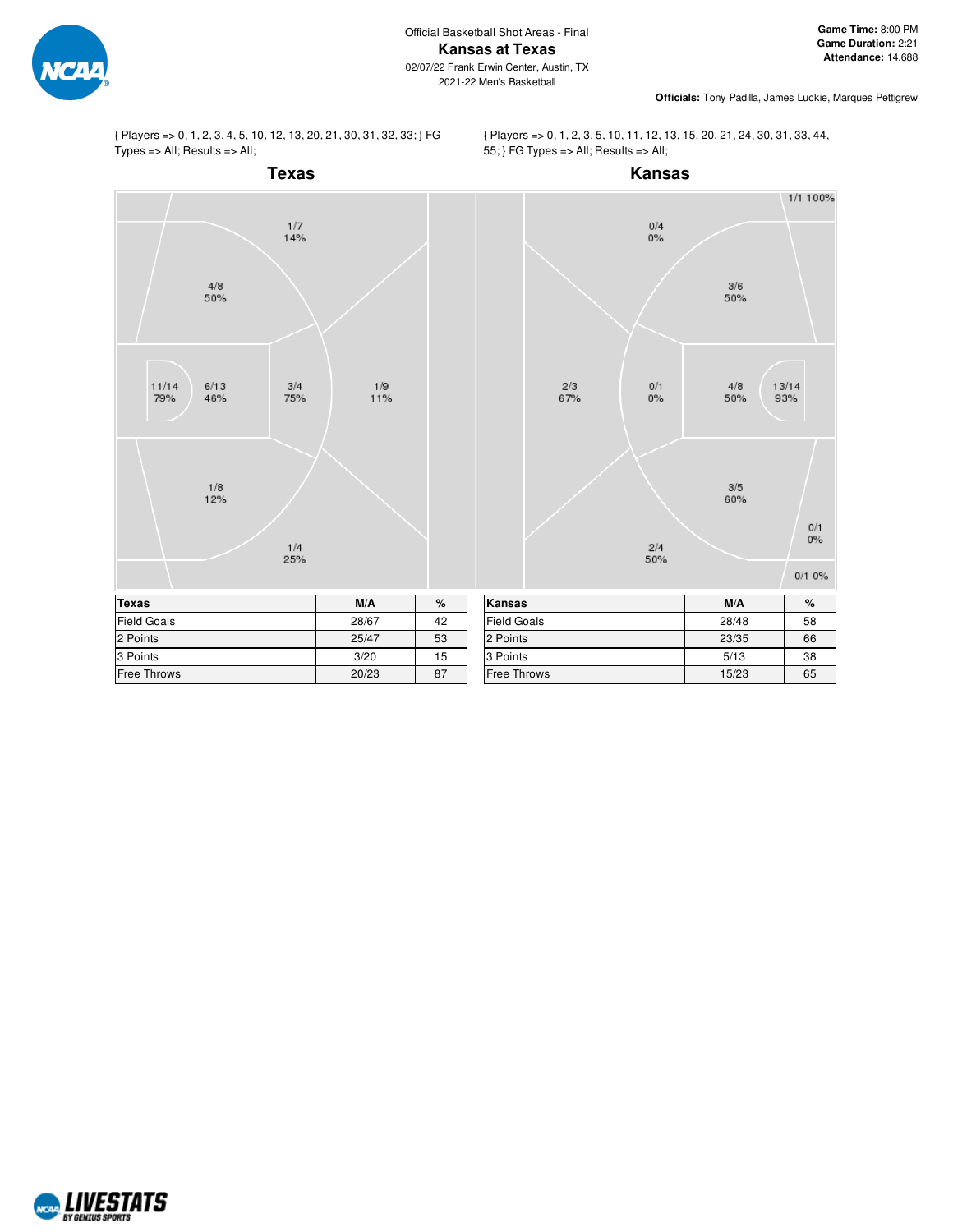Official Basketball Shot Areas - Final

# Kansas at Texas

02/07/22 Frank Erwin Center, Austin, TX

2021-22 Men's Basketball

**Game Time:** 8:00 PM
**Game Duration:** 2:21
**Attendance:** 14,688

**Officials:** Tony Padilla, James Luckie, Marques Pettigrew

{ Players => 0, 1, 2, 3, 4, 5, 10, 12, 13, 20, 21, 30, 31, 32, 33; } FG Types => All; Results => All;

## Texas

1/7 14%
4/8 50%
11/14 79%
6/13 46%
3/4 75%
1/9 11%
1/8 12%
1/4 25%

| Texas | M/A | % |
|---|---|---|
| Field Goals | 28/67 | 42 |
| 2 Points | 25/47 | 53 |
| 3 Points | 3/20 | 15 |
| Free Throws | 20/23 | 87 |

{ Players => 0, 1, 2, 3, 5, 10, 11, 12, 13, 15, 20, 21, 24, 30, 31, 33, 44, 55; } FG Types => All; Results => All;

## Kansas

1/1 100%
0/4 0%
3/6 50%
2/3 67%
0/1 0%
4/8 50%
13/14 93%
3/5 60%
0/1 0%
2/4 50%
0/1 0%

| Kansas | M/A | % |
|---|---|---|
| Field Goals | 28/48 | 58 |
| 2 Points | 23/35 | 66 |
| 3 Points | 5/13 | 38 |
| Free Throws | 15/23 | 65 |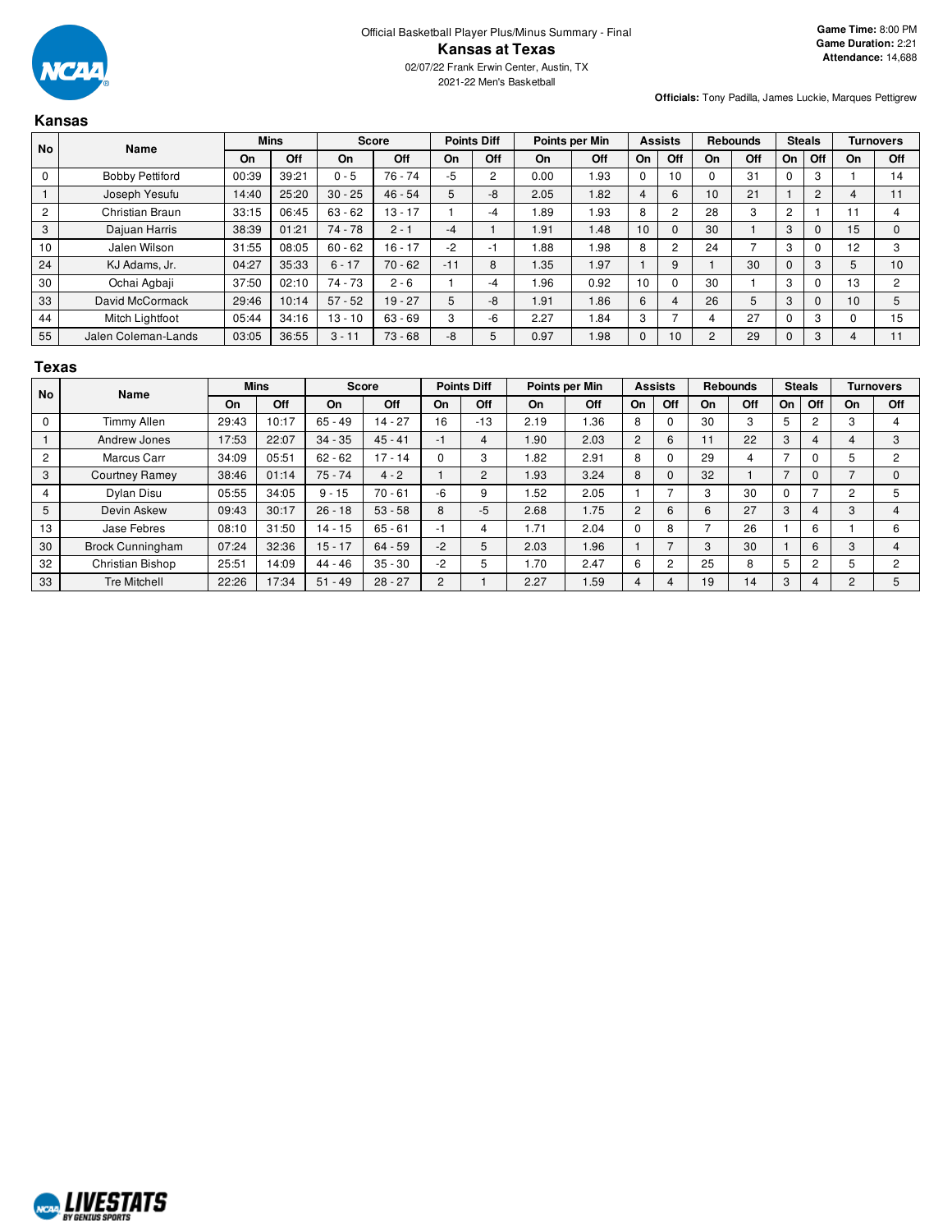Official Basketball Player Plus/Minus Summary - Final

# Kansas at Texas

02/07/22 Frank Erwin Center, Austin, TX

2021-22 Men's Basketball

**Game Time:** 8:00 PM
**Game Duration:** 2:21
**Attendance:** 14,688

**Officials:** Tony Padilla, James Luckie, Marques Pettigrew

## Kansas

| No | Name | Mins | | Score | | Points Diff | | Points per Min | | Assists | | Rebounds | | Steals | | Turnovers | |
|---|---|---|---|---|---|---|---|---|---|---|---|---|---|---|---|---|---|
| | | On | Off | On | Off | On | Off | On | Off | On | Off | On | Off | On | Off | On | Off |
| 0 | Bobby Pettiford | 00:39 | 39:21 | 0 - 5 | 76 - 74 | -5 | 2 | 0.00 | 1.93 | 0 | 10 | 0 | 31 | 0 | 3 | 1 | 14 |
| 1 | Joseph Yesufu | 14:40 | 25:20 | 30 - 25 | 46 - 54 | 5 | -8 | 2.05 | 1.82 | 4 | 6 | 10 | 21 | 1 | 2 | 4 | 11 |
| 2 | Christian Braun | 33:15 | 06:45 | 63 - 62 | 13 - 17 | 1 | -4 | 1.89 | 1.93 | 8 | 2 | 28 | 3 | 2 | 1 | 11 | 4 |
| 3 | Dajuan Harris | 38:39 | 01:21 | 74 - 78 | 2 - 1 | -4 | 1 | 1.91 | 1.48 | 10 | 0 | 30 | 1 | 3 | 0 | 15 | 0 |
| 10 | Jalen Wilson | 31:55 | 08:05 | 60 - 62 | 16 - 17 | -2 | -1 | 1.88 | 1.98 | 8 | 2 | 24 | 7 | 3 | 0 | 12 | 3 |
| 24 | KJ Adams, Jr. | 04:27 | 35:33 | 6 - 17 | 70 - 62 | -11 | 8 | 1.35 | 1.97 | 1 | 9 | 1 | 30 | 0 | 3 | 5 | 10 |
| 30 | Ochai Agbaji | 37:50 | 02:10 | 74 - 73 | 2 - 6 | 1 | -4 | 1.96 | 0.92 | 10 | 0 | 30 | 1 | 3 | 0 | 13 | 2 |
| 33 | David McCormack | 29:46 | 10:14 | 57 - 52 | 19 - 27 | 5 | -8 | 1.91 | 1.86 | 6 | 4 | 26 | 5 | 3 | 0 | 10 | 5 |
| 44 | Mitch Lightfoot | 05:44 | 34:16 | 13 - 10 | 63 - 69 | 3 | -6 | 2.27 | 1.84 | 3 | 7 | 4 | 27 | 0 | 3 | 0 | 15 |
| 55 | Jalen Coleman-Lands | 03:05 | 36:55 | 3 - 11 | 73 - 68 | -8 | 5 | 0.97 | 1.98 | 0 | 10 | 2 | 29 | 0 | 3 | 4 | 11 |

## Texas

| No | Name | Mins | | Score | | Points Diff | | Points per Min | | Assists | | Rebounds | | Steals | | Turnovers | |
|---|---|---|---|---|---|---|---|---|---|---|---|---|---|---|---|---|---|
| | | On | Off | On | Off | On | Off | On | Off | On | Off | On | Off | On | Off | On | Off |
| 0 | Timmy Allen | 29:43 | 10:17 | 65 - 49 | 14 - 27 | 16 | -13 | 2.19 | 1.36 | 8 | 0 | 30 | 3 | 5 | 2 | 3 | 4 |
| 1 | Andrew Jones | 17:53 | 22:07 | 34 - 35 | 45 - 41 | -1 | 4 | 1.90 | 2.03 | 2 | 6 | 11 | 22 | 3 | 4 | 4 | 3 |
| 2 | Marcus Carr | 34:09 | 05:51 | 62 - 62 | 17 - 14 | 0 | 3 | 1.82 | 2.91 | 8 | 0 | 29 | 4 | 7 | 0 | 5 | 2 |
| 3 | Courtney Ramey | 38:46 | 01:14 | 75 - 74 | 4 - 2 | 1 | 2 | 1.93 | 3.24 | 8 | 0 | 32 | 1 | 7 | 0 | 7 | 0 |
| 4 | Dylan Disu | 05:55 | 34:05 | 9 - 15 | 70 - 61 | -6 | 9 | 1.52 | 2.05 | 1 | 7 | 3 | 30 | 0 | 7 | 2 | 5 |
| 5 | Devin Askew | 09:43 | 30:17 | 26 - 18 | 53 - 58 | 8 | -5 | 2.68 | 1.75 | 2 | 6 | 6 | 27 | 3 | 4 | 3 | 4 |
| 13 | Jase Febres | 08:10 | 31:50 | 14 - 15 | 65 - 61 | -1 | 4 | 1.71 | 2.04 | 0 | 8 | 7 | 26 | 1 | 6 | 1 | 6 |
| 30 | Brock Cunningham | 07:24 | 32:36 | 15 - 17 | 64 - 59 | -2 | 5 | 2.03 | 1.96 | 1 | 7 | 3 | 30 | 1 | 6 | 3 | 4 |
| 32 | Christian Bishop | 25:51 | 14:09 | 44 - 46 | 35 - 30 | -2 | 5 | 1.70 | 2.47 | 6 | 2 | 25 | 8 | 5 | 2 | 5 | 2 |
| 33 | Tre Mitchell | 22:26 | 17:34 | 51 - 49 | 28 - 27 | 2 | 1 | 2.27 | 1.59 | 4 | 4 | 19 | 14 | 3 | 4 | 2 | 5 |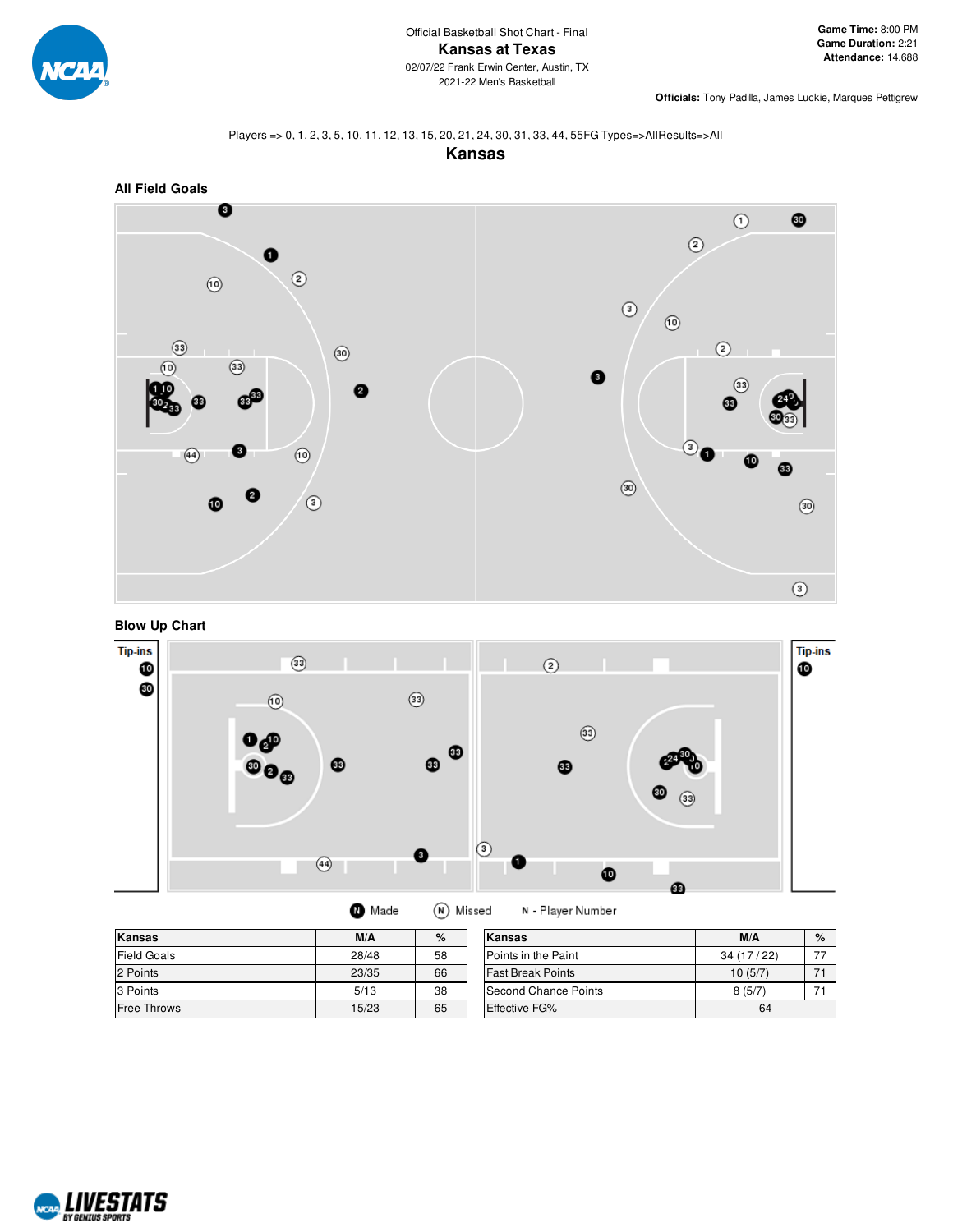Official Basketball Shot Chart - Final

# Kansas at Texas

02/07/22 Frank Erwin Center, Austin, TX
2021-22 Men's Basketball

**Game Time:** 8:00 PM
**Game Duration:** 2:21
**Attendance:** 14,688

**Officials:** Tony Padilla, James Luckie, Marques Pettigrew

Players => 0, 1, 2, 3, 5, 10, 11, 12, 13, 15, 20, 21, 24, 30, 31, 33, 44, 55FG Types=>AllResults=>All

## Kansas

### All Field Goals

### Blow Up Chart

Tip-ins

Made | Missed | N - Player Number

| Kansas | M/A | % |
|---|---|---|
| Field Goals | 28/48 | 58 |
| 2 Points | 23/35 | 66 |
| 3 Points | 5/13 | 38 |
| Free Throws | 15/23 | 65 |

| Kansas | M/A | % |
|---|---|---|
| Points in the Paint | 34 (17 / 22) | 77 |
| Fast Break Points | 10 (5/7) | 71 |
| Second Chance Points | 8 (5/7) | 71 |
| Effective FG% | 64 | |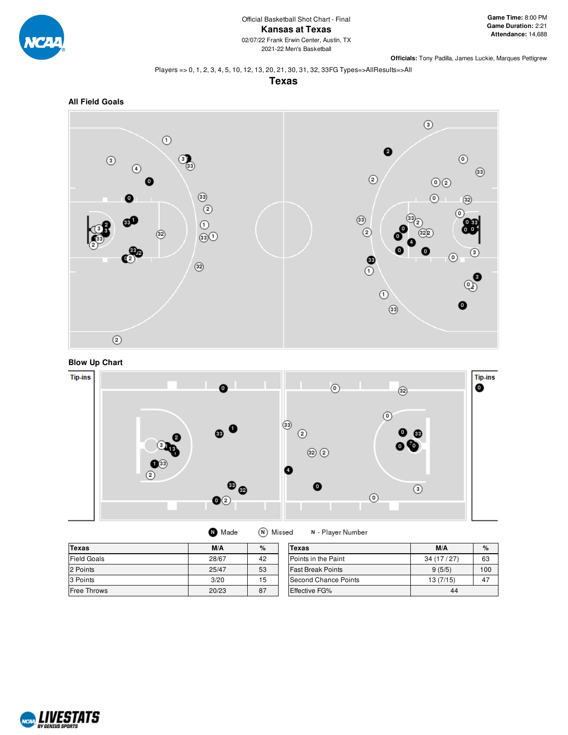Official Basketball Shot Chart - Final

# Kansas at Texas

02/07/22 Frank Erwin Center, Austin, TX

2021-22 Men's Basketball

**Game Time:** 8:00 PM
**Game Duration:** 2:21
**Attendance:** 14,688

**Officials:** Tony Padilla, James Luckie, Marques Pettigrew

Players => 0, 1, 2, 3, 4, 5, 10, 12, 13, 20, 21, 30, 31, 32, 33FG Types=>AllResults=>All

## Texas

### All Field Goals

### Blow Up Chart

Tip-ins

Tip-ins

Made  Missed  N - Player Number

| Texas | M/A | % |
|---|---|---|
| Field Goals | 28/67 | 42 |
| 2 Points | 25/47 | 53 |
| 3 Points | 3/20 | 15 |
| Free Throws | 20/23 | 87 |

| Texas | M/A | % |
|---|---|---|
| Points in the Paint | 34 (17 / 27) | 63 |
| Fast Break Points | 9 (5/5) | 100 |
| Second Chance Points | 13 (7/15) | 47 |
| Effective FG% | 44 | |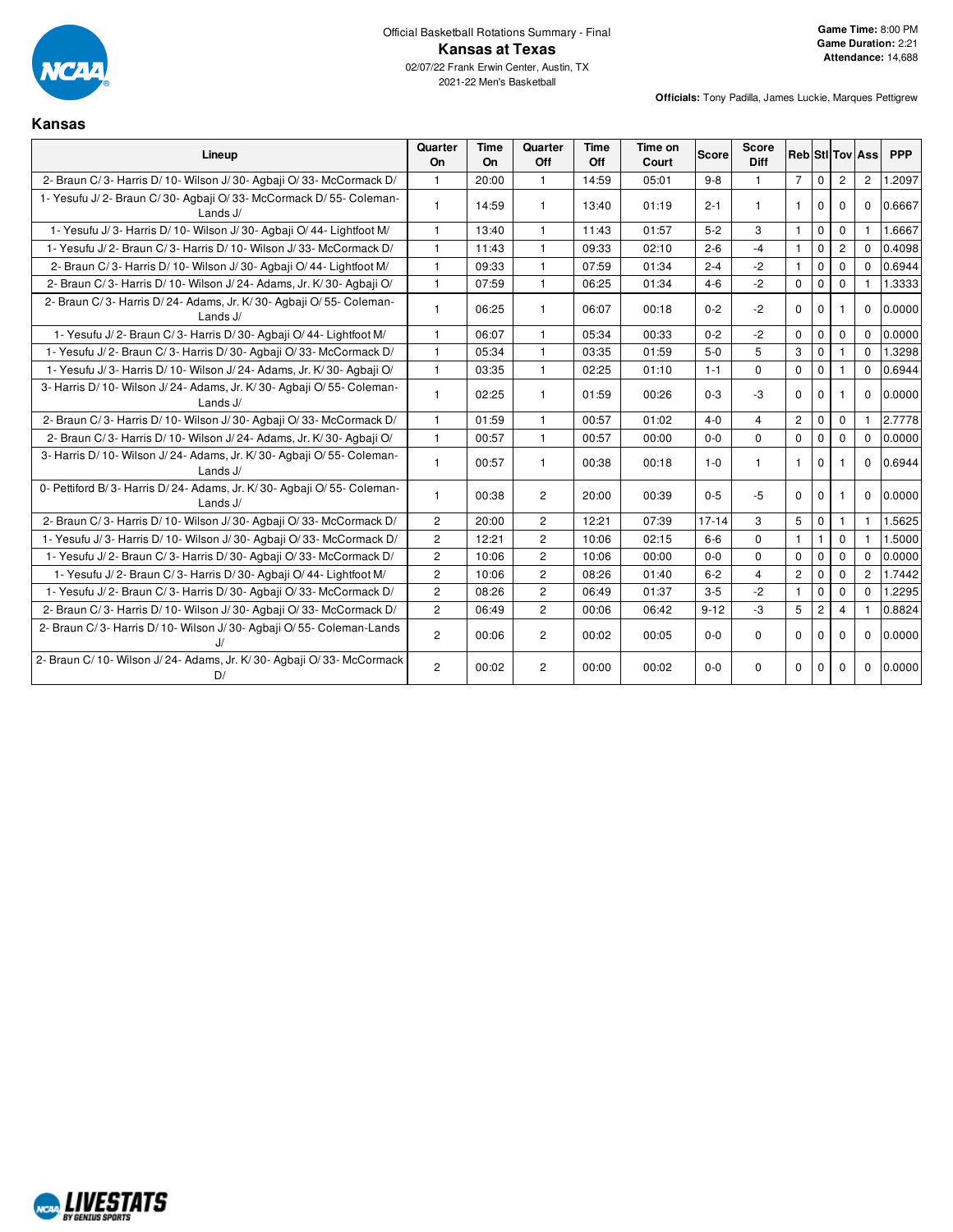Official Basketball Rotations Summary - Final

# Kansas at Texas

02/07/22 Frank Erwin Center, Austin, TX

2021-22 Men's Basketball

**Game Time:** 8:00 PM
**Game Duration:** 2:21
**Attendance:** 14,688

**Officials:** Tony Padilla, James Luckie, Marques Pettigrew

## Kansas

| Lineup | Quarter On | Time On | Quarter Off | Time Off | Time on Court | Score | Score Diff | Reb | Stl | Tov | Ass | PPP |
|---|---|---|---|---|---|---|---|---|---|---|---|---|
| 2- Braun C/ 3- Harris D/ 10- Wilson J/ 30- Agbaji O/ 33- McCormack D/ | 1 | 20:00 | 1 | 14:59 | 05:01 | 9-8 | 1 | 7 | 0 | 2 | 2 | 1.2097 |
| 1- Yesufu J/ 2- Braun C/ 30- Agbaji O/ 33- McCormack D/ 55- Coleman-Lands J/ | 1 | 14:59 | 1 | 13:40 | 01:19 | 2-1 | 1 | 1 | 0 | 0 | 0 | 0.6667 |
| 1- Yesufu J/ 3- Harris D/ 10- Wilson J/ 30- Agbaji O/ 44- Lightfoot M/ | 1 | 13:40 | 1 | 11:43 | 01:57 | 5-2 | 3 | 1 | 0 | 0 | 1 | 1.6667 |
| 1- Yesufu J/ 2- Braun C/ 3- Harris D/ 10- Wilson J/ 33- McCormack D/ | 1 | 11:43 | 1 | 09:33 | 02:10 | 2-6 | -4 | 1 | 0 | 2 | 0 | 0.4098 |
| 2- Braun C/ 3- Harris D/ 10- Wilson J/ 30- Agbaji O/ 44- Lightfoot M/ | 1 | 09:33 | 1 | 07:59 | 01:34 | 2-4 | -2 | 1 | 0 | 0 | 0 | 0.6944 |
| 2- Braun C/ 3- Harris D/ 10- Wilson J/ 24- Adams, Jr. K/ 30- Agbaji O/ | 1 | 07:59 | 1 | 06:25 | 01:34 | 4-6 | -2 | 0 | 0 | 0 | 1 | 1.3333 |
| 2- Braun C/ 3- Harris D/ 24- Adams, Jr. K/ 30- Agbaji O/ 55- Coleman-Lands J/ | 1 | 06:25 | 1 | 06:07 | 00:18 | 0-2 | -2 | 0 | 0 | 1 | 0 | 0.0000 |
| 1- Yesufu J/ 2- Braun C/ 3- Harris D/ 30- Agbaji O/ 44- Lightfoot M/ | 1 | 06:07 | 1 | 05:34 | 00:33 | 0-2 | -2 | 0 | 0 | 0 | 0 | 0.0000 |
| 1- Yesufu J/ 2- Braun C/ 3- Harris D/ 30- Agbaji O/ 33- McCormack D/ | 1 | 05:34 | 1 | 03:35 | 01:59 | 5-0 | 5 | 3 | 0 | 1 | 0 | 1.3298 |
| 1- Yesufu J/ 3- Harris D/ 10- Wilson J/ 24- Adams, Jr. K/ 30- Agbaji O/ | 1 | 03:35 | 1 | 02:25 | 01:10 | 1-1 | 0 | 0 | 0 | 1 | 0 | 0.6944 |
| 3- Harris D/ 10- Wilson J/ 24- Adams, Jr. K/ 30- Agbaji O/ 55- Coleman-Lands J/ | 1 | 02:25 | 1 | 01:59 | 00:26 | 0-3 | -3 | 0 | 0 | 1 | 0 | 0.0000 |
| 2- Braun C/ 3- Harris D/ 10- Wilson J/ 30- Agbaji O/ 33- McCormack D/ | 1 | 01:59 | 1 | 00:57 | 01:02 | 4-0 | 4 | 2 | 0 | 0 | 1 | 2.7778 |
| 2- Braun C/ 3- Harris D/ 10- Wilson J/ 24- Adams, Jr. K/ 30- Agbaji O/ | 1 | 00:57 | 1 | 00:57 | 00:00 | 0-0 | 0 | 0 | 0 | 0 | 0 | 0.0000 |
| 3- Harris D/ 10- Wilson J/ 24- Adams, Jr. K/ 30- Agbaji O/ 55- Coleman-Lands J/ | 1 | 00:57 | 1 | 00:38 | 00:18 | 1-0 | 1 | 1 | 0 | 1 | 0 | 0.6944 |
| 0- Pettiford B/ 3- Harris D/ 24- Adams, Jr. K/ 30- Agbaji O/ 55- Coleman-Lands J/ | 1 | 00:38 | 2 | 20:00 | 00:39 | 0-5 | -5 | 0 | 0 | 1 | 0 | 0.0000 |
| 2- Braun C/ 3- Harris D/ 10- Wilson J/ 30- Agbaji O/ 33- McCormack D/ | 2 | 20:00 | 2 | 12:21 | 07:39 | 17-14 | 3 | 5 | 0 | 1 | 1 | 1.5625 |
| 1- Yesufu J/ 3- Harris D/ 10- Wilson J/ 30- Agbaji O/ 33- McCormack D/ | 2 | 12:21 | 2 | 10:06 | 02:15 | 6-6 | 0 | 1 | 1 | 0 | 1 | 1.5000 |
| 1- Yesufu J/ 2- Braun C/ 3- Harris D/ 30- Agbaji O/ 33- McCormack D/ | 2 | 10:06 | 2 | 10:06 | 00:00 | 0-0 | 0 | 0 | 0 | 0 | 0 | 0.0000 |
| 1- Yesufu J/ 2- Braun C/ 3- Harris D/ 30- Agbaji O/ 44- Lightfoot M/ | 2 | 10:06 | 2 | 08:26 | 01:40 | 6-2 | 4 | 2 | 0 | 0 | 2 | 1.7442 |
| 1- Yesufu J/ 2- Braun C/ 3- Harris D/ 30- Agbaji O/ 33- McCormack D/ | 2 | 08:26 | 2 | 06:49 | 01:37 | 3-5 | -2 | 1 | 0 | 0 | 0 | 1.2295 |
| 2- Braun C/ 3- Harris D/ 10- Wilson J/ 30- Agbaji O/ 33- McCormack D/ | 2 | 06:49 | 2 | 00:06 | 06:42 | 9-12 | -3 | 5 | 2 | 4 | 1 | 0.8824 |
| 2- Braun C/ 3- Harris D/ 10- Wilson J/ 30- Agbaji O/ 55- Coleman-Lands J/ | 2 | 00:06 | 2 | 00:02 | 00:05 | 0-0 | 0 | 0 | 0 | 0 | 0 | 0.0000 |
| 2- Braun C/ 10- Wilson J/ 24- Adams, Jr. K/ 30- Agbaji O/ 33- McCormack D/ | 2 | 00:02 | 2 | 00:00 | 00:02 | 0-0 | 0 | 0 | 0 | 0 | 0 | 0.0000 |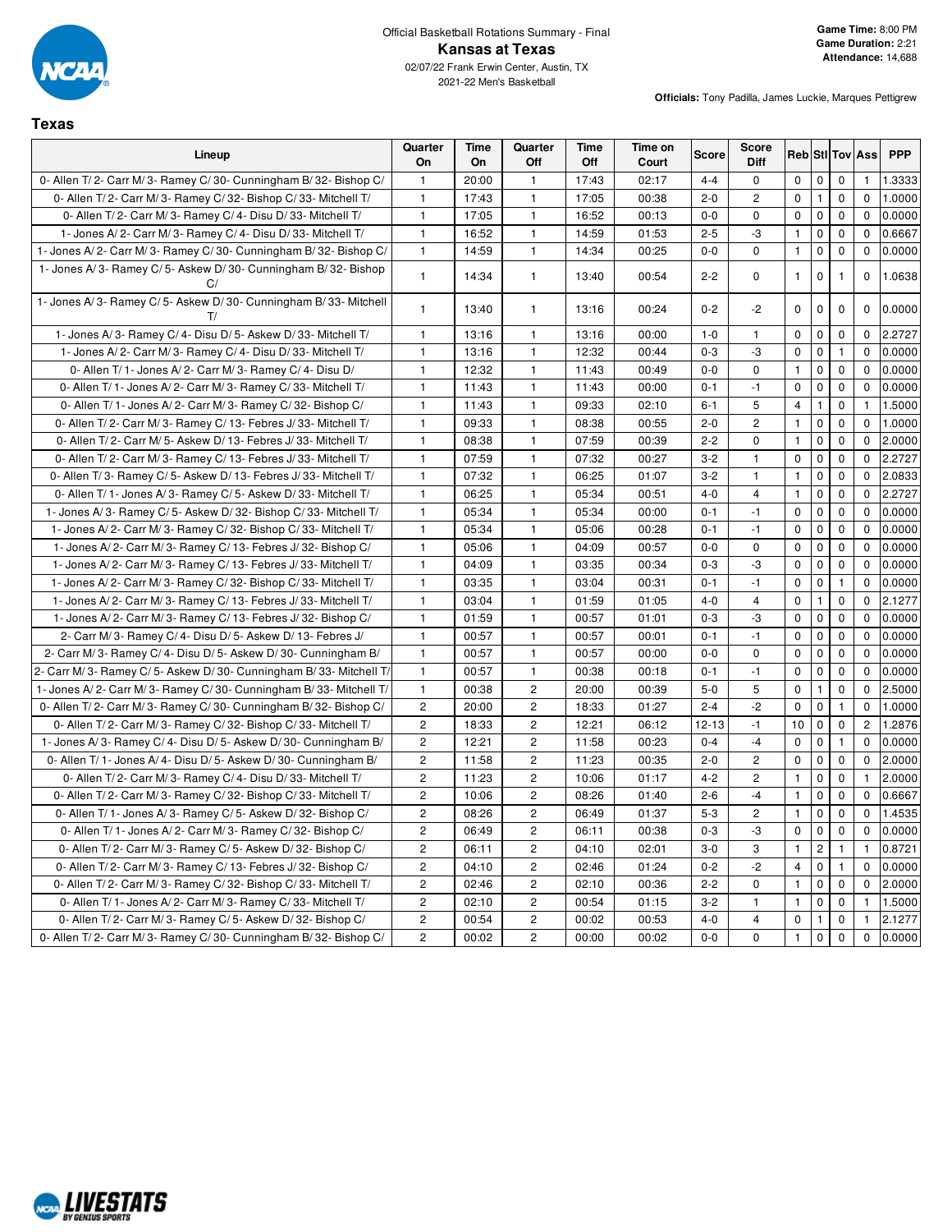Official Basketball Rotations Summary - Final

# Kansas at Texas

02/07/22 Frank Erwin Center, Austin, TX

2021-22 Men's Basketball

**Game Time:** 8:00 PM
**Game Duration:** 2:21
**Attendance:** 14,688

**Officials:** Tony Padilla, James Luckie, Marques Pettigrew

## Texas

| Lineup | Quarter On | Time On | Quarter Off | Time Off | Time on Court | Score | Score Diff | Reb | Stl | Tov | Ass | PPP |
|---|---|---|---|---|---|---|---|---|---|---|---|---|
| 0- Allen T/ 2- Carr M/ 3- Ramey C/ 30- Cunningham B/ 32- Bishop C/ | 1 | 20:00 | 1 | 17:43 | 02:17 | 4-4 | 0 | 0 | 0 | 0 | 1 | 1.3333 |
| 0- Allen T/ 2- Carr M/ 3- Ramey C/ 32- Bishop C/ 33- Mitchell T/ | 1 | 17:43 | 1 | 17:05 | 00:38 | 2-0 | 2 | 0 | 1 | 0 | 0 | 1.0000 |
| 0- Allen T/ 2- Carr M/ 3- Ramey C/ 4- Disu D/ 33- Mitchell T/ | 1 | 17:05 | 1 | 16:52 | 00:13 | 0-0 | 0 | 0 | 0 | 0 | 0 | 0.0000 |
| 1- Jones A/ 2- Carr M/ 3- Ramey C/ 4- Disu D/ 33- Mitchell T/ | 1 | 16:52 | 1 | 14:59 | 01:53 | 2-5 | -3 | 1 | 0 | 0 | 0 | 0.6667 |
| 1- Jones A/ 2- Carr M/ 3- Ramey C/ 30- Cunningham B/ 32- Bishop C/ | 1 | 14:59 | 1 | 14:34 | 00:25 | 0-0 | 0 | 1 | 0 | 0 | 0 | 0.0000 |
| 1- Jones A/ 3- Ramey C/ 5- Askew D/ 30- Cunningham B/ 32- Bishop C/ | 1 | 14:34 | 1 | 13:40 | 00:54 | 2-2 | 0 | 1 | 0 | 1 | 0 | 1.0638 |
| 1- Jones A/ 3- Ramey C/ 5- Askew D/ 30- Cunningham B/ 33- Mitchell T/ | 1 | 13:40 | 1 | 13:16 | 00:24 | 0-2 | -2 | 0 | 0 | 0 | 0 | 0.0000 |
| 1- Jones A/ 3- Ramey C/ 4- Disu D/ 5- Askew D/ 33- Mitchell T/ | 1 | 13:16 | 1 | 13:16 | 00:00 | 1-0 | 1 | 0 | 0 | 0 | 0 | 2.2727 |
| 1- Jones A/ 2- Carr M/ 3- Ramey C/ 4- Disu D/ 33- Mitchell T/ | 1 | 13:16 | 1 | 12:32 | 00:44 | 0-3 | -3 | 0 | 0 | 1 | 0 | 0.0000 |
| 0- Allen T/ 1- Jones A/ 2- Carr M/ 3- Ramey C/ 4- Disu D/ | 1 | 12:32 | 1 | 11:43 | 00:49 | 0-0 | 0 | 1 | 0 | 0 | 0 | 0.0000 |
| 0- Allen T/ 1- Jones A/ 2- Carr M/ 3- Ramey C/ 33- Mitchell T/ | 1 | 11:43 | 1 | 11:43 | 00:00 | 0-1 | -1 | 0 | 0 | 0 | 0 | 0.0000 |
| 0- Allen T/ 1- Jones A/ 2- Carr M/ 3- Ramey C/ 32- Bishop C/ | 1 | 11:43 | 1 | 09:33 | 02:10 | 6-1 | 5 | 4 | 1 | 0 | 1 | 1.5000 |
| 0- Allen T/ 2- Carr M/ 3- Ramey C/ 13- Febres J/ 33- Mitchell T/ | 1 | 09:33 | 1 | 08:38 | 00:55 | 2-0 | 2 | 1 | 0 | 0 | 0 | 1.0000 |
| 0- Allen T/ 2- Carr M/ 5- Askew D/ 13- Febres J/ 33- Mitchell T/ | 1 | 08:38 | 1 | 07:59 | 00:39 | 2-2 | 0 | 1 | 0 | 0 | 0 | 2.0000 |
| 0- Allen T/ 2- Carr M/ 3- Ramey C/ 13- Febres J/ 33- Mitchell T/ | 1 | 07:59 | 1 | 07:32 | 00:27 | 3-2 | 1 | 0 | 0 | 0 | 0 | 2.2727 |
| 0- Allen T/ 3- Ramey C/ 5- Askew D/ 13- Febres J/ 33- Mitchell T/ | 1 | 07:32 | 1 | 06:25 | 01:07 | 3-2 | 1 | 1 | 0 | 0 | 0 | 2.0833 |
| 0- Allen T/ 1- Jones A/ 3- Ramey C/ 5- Askew D/ 33- Mitchell T/ | 1 | 06:25 | 1 | 05:34 | 00:51 | 4-0 | 4 | 1 | 0 | 0 | 0 | 2.2727 |
| 1- Jones A/ 3- Ramey C/ 5- Askew D/ 32- Bishop C/ 33- Mitchell T/ | 1 | 05:34 | 1 | 05:34 | 00:00 | 0-1 | -1 | 0 | 0 | 0 | 0 | 0.0000 |
| 1- Jones A/ 2- Carr M/ 3- Ramey C/ 32- Bishop C/ 33- Mitchell T/ | 1 | 05:34 | 1 | 05:06 | 00:28 | 0-1 | -1 | 0 | 0 | 0 | 0 | 0.0000 |
| 1- Jones A/ 2- Carr M/ 3- Ramey C/ 13- Febres J/ 32- Bishop C/ | 1 | 05:06 | 1 | 04:09 | 00:57 | 0-0 | 0 | 0 | 0 | 0 | 0 | 0.0000 |
| 1- Jones A/ 2- Carr M/ 3- Ramey C/ 13- Febres J/ 33- Mitchell T/ | 1 | 04:09 | 1 | 03:35 | 00:34 | 0-3 | -3 | 0 | 0 | 0 | 0 | 0.0000 |
| 1- Jones A/ 2- Carr M/ 3- Ramey C/ 32- Bishop C/ 33- Mitchell T/ | 1 | 03:35 | 1 | 03:04 | 00:31 | 0-1 | -1 | 0 | 0 | 1 | 0 | 0.0000 |
| 1- Jones A/ 2- Carr M/ 3- Ramey C/ 13- Febres J/ 33- Mitchell T/ | 1 | 03:04 | 1 | 01:59 | 01:05 | 4-0 | 4 | 0 | 1 | 0 | 0 | 2.1277 |
| 1- Jones A/ 2- Carr M/ 3- Ramey C/ 13- Febres J/ 32- Bishop C/ | 1 | 01:59 | 1 | 00:57 | 01:01 | 0-3 | -3 | 1 | 0 | 0 | 0 | 0.0000 |
| 2- Carr M/ 3- Ramey C/ 4- Disu D/ 5- Askew D/ 13- Febres J/ | 1 | 00:57 | 1 | 00:57 | 00:01 | 0-1 | -1 | 0 | 0 | 0 | 0 | 0.0000 |
| 2- Carr M/ 3- Ramey C/ 4- Disu D/ 5- Askew D/ 30- Cunningham B/ | 1 | 00:57 | 1 | 00:57 | 00:00 | 0-0 | 0 | 0 | 0 | 0 | 0 | 0.0000 |
| 2- Carr M/ 3- Ramey C/ 5- Askew D/ 30- Cunningham B/ 33- Mitchell T/ | 1 | 00:57 | 1 | 00:38 | 00:18 | 0-1 | -1 | 0 | 0 | 0 | 0 | 0.0000 |
| 1- Jones A/ 2- Carr M/ 3- Ramey C/ 30- Cunningham B/ 33- Mitchell T/ | 1 | 00:38 | 2 | 20:00 | 00:39 | 5-0 | 5 | 0 | 1 | 0 | 0 | 2.5000 |
| 0- Allen T/ 2- Carr M/ 3- Ramey C/ 30- Cunningham B/ 32- Bishop C/ | 2 | 20:00 | 2 | 18:33 | 01:27 | 2-4 | -2 | 0 | 0 | 1 | 0 | 1.0000 |
| 0- Allen T/ 2- Carr M/ 3- Ramey C/ 32- Bishop C/ 33- Mitchell T/ | 2 | 18:33 | 2 | 12:21 | 06:12 | 12-13 | -1 | 10 | 0 | 0 | 2 | 1.2876 |
| 1- Jones A/ 3- Ramey C/ 4- Disu D/ 5- Askew D/ 30- Cunningham B/ | 2 | 12:21 | 2 | 11:58 | 00:23 | 0-4 | -4 | 0 | 0 | 1 | 0 | 0.0000 |
| 0- Allen T/ 1- Jones A/ 4- Disu D/ 5- Askew D/ 30- Cunningham B/ | 2 | 11:58 | 2 | 11:23 | 00:35 | 2-0 | 2 | 0 | 0 | 0 | 0 | 2.0000 |
| 0- Allen T/ 2- Carr M/ 3- Ramey C/ 4- Disu D/ 33- Mitchell T/ | 2 | 11:23 | 2 | 10:06 | 01:17 | 4-2 | 2 | 1 | 0 | 0 | 1 | 2.0000 |
| 0- Allen T/ 2- Carr M/ 3- Ramey C/ 32- Bishop C/ 33- Mitchell T/ | 2 | 10:06 | 2 | 08:26 | 01:40 | 2-6 | -4 | 1 | 0 | 0 | 0 | 0.6667 |
| 0- Allen T/ 1- Jones A/ 3- Ramey C/ 5- Askew D/ 32- Bishop C/ | 2 | 08:26 | 2 | 06:49 | 01:37 | 5-3 | 2 | 1 | 0 | 0 | 0 | 1.4535 |
| 0- Allen T/ 1- Jones A/ 2- Carr M/ 3- Ramey C/ 32- Bishop C/ | 2 | 06:49 | 2 | 06:11 | 00:38 | 0-3 | -3 | 0 | 0 | 0 | 0 | 0.0000 |
| 0- Allen T/ 2- Carr M/ 3- Ramey C/ 5- Askew D/ 32- Bishop C/ | 2 | 06:11 | 2 | 04:10 | 02:01 | 3-0 | 3 | 1 | 2 | 1 | 1 | 0.8721 |
| 0- Allen T/ 2- Carr M/ 3- Ramey C/ 13- Febres J/ 32- Bishop C/ | 2 | 04:10 | 2 | 02:46 | 01:24 | 0-2 | -2 | 4 | 0 | 1 | 0 | 0.0000 |
| 0- Allen T/ 2- Carr M/ 3- Ramey C/ 32- Bishop C/ 33- Mitchell T/ | 2 | 02:46 | 2 | 02:10 | 00:36 | 2-2 | 0 | 1 | 0 | 0 | 0 | 2.0000 |
| 0- Allen T/ 1- Jones A/ 2- Carr M/ 3- Ramey C/ 33- Mitchell T/ | 2 | 02:10 | 2 | 00:54 | 01:15 | 3-2 | 1 | 1 | 0 | 0 | 1 | 1.5000 |
| 0- Allen T/ 2- Carr M/ 3- Ramey C/ 5- Askew D/ 32- Bishop C/ | 2 | 00:54 | 2 | 00:02 | 00:53 | 4-0 | 4 | 0 | 1 | 0 | 1 | 2.1277 |
| 0- Allen T/ 2- Carr M/ 3- Ramey C/ 30- Cunningham B/ 32- Bishop C/ | 2 | 00:02 | 2 | 00:00 | 00:02 | 0-0 | 0 | 1 | 0 | 0 | 0 | 0.0000 |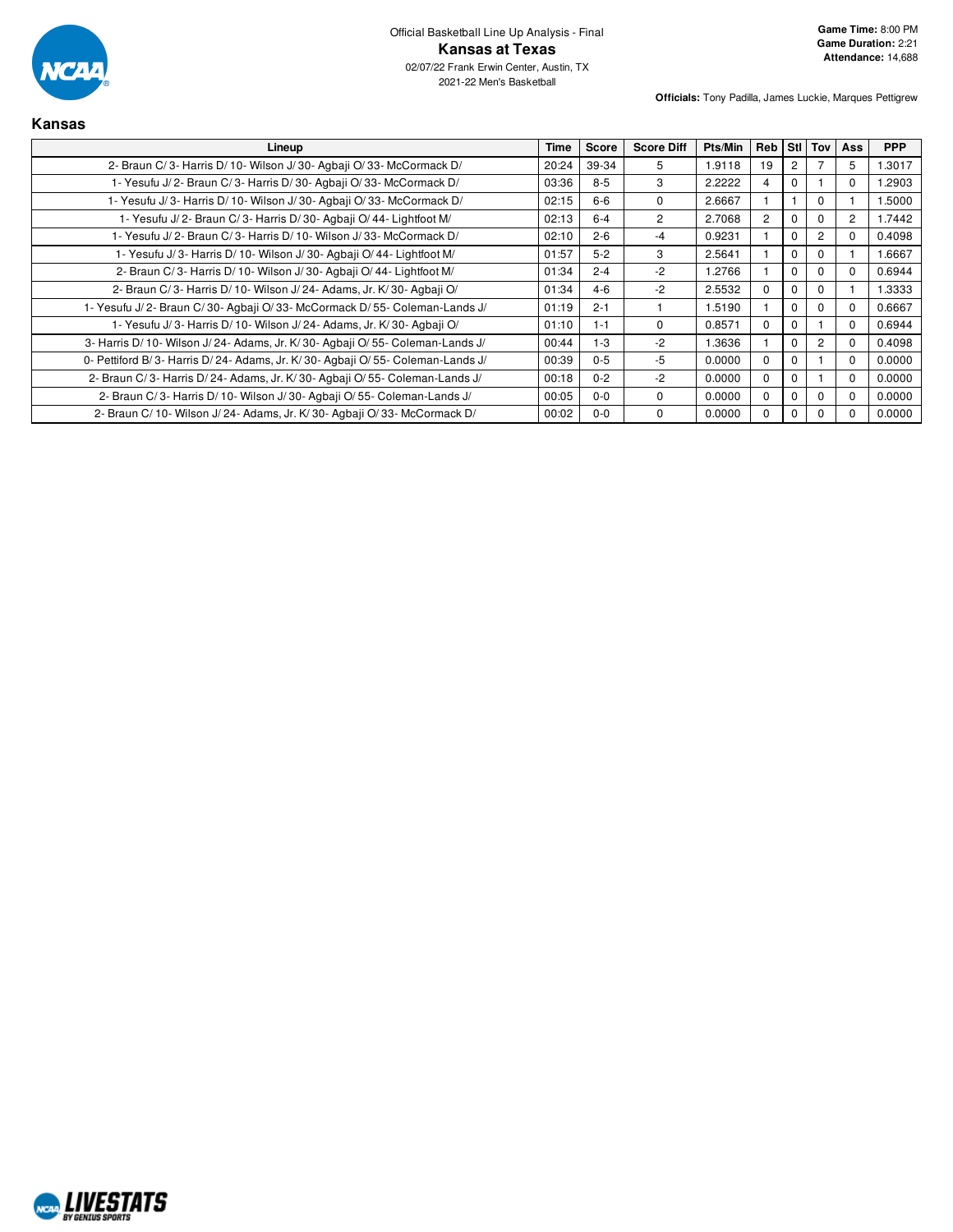Official Basketball Line Up Analysis - Final

# Kansas at Texas

02/07/22 Frank Erwin Center, Austin, TX
2021-22 Men's Basketball

**Game Time:** 8:00 PM
**Game Duration:** 2:21
**Attendance:** 14,688

**Officials:** Tony Padilla, James Luckie, Marques Pettigrew

## Kansas

| Lineup | Time | Score | Score Diff | Pts/Min | Reb | Stl | Tov | Ass | PPP |
|---|---|---|---|---|---|---|---|---|---|
| 2- Braun C/ 3- Harris D/ 10- Wilson J/ 30- Agbaji O/ 33- McCormack D/ | 20:24 | 39-34 | 5 | 1.9118 | 19 | 2 | 7 | 5 | 1.3017 |
| 1- Yesufu J/ 2- Braun C/ 3- Harris D/ 30- Agbaji O/ 33- McCormack D/ | 03:36 | 8-5 | 3 | 2.2222 | 4 | 0 | 1 | 0 | 1.2903 |
| 1- Yesufu J/ 3- Harris D/ 10- Wilson J/ 30- Agbaji O/ 33- McCormack D/ | 02:15 | 6-6 | 0 | 2.6667 | 1 | 1 | 0 | 1 | 1.5000 |
| 1- Yesufu J/ 2- Braun C/ 3- Harris D/ 30- Agbaji O/ 44- Lightfoot M/ | 02:13 | 6-4 | 2 | 2.7068 | 2 | 0 | 0 | 2 | 1.7442 |
| 1- Yesufu J/ 2- Braun C/ 3- Harris D/ 10- Wilson J/ 33- McCormack D/ | 02:10 | 2-6 | -4 | 0.9231 | 1 | 0 | 2 | 0 | 0.4098 |
| 1- Yesufu J/ 3- Harris D/ 10- Wilson J/ 30- Agbaji O/ 44- Lightfoot M/ | 01:57 | 5-2 | 3 | 2.5641 | 1 | 0 | 0 | 1 | 1.6667 |
| 2- Braun C/ 3- Harris D/ 10- Wilson J/ 30- Agbaji O/ 44- Lightfoot M/ | 01:34 | 2-4 | -2 | 1.2766 | 1 | 0 | 0 | 0 | 0.6944 |
| 2- Braun C/ 3- Harris D/ 10- Wilson J/ 24- Adams, Jr. K/ 30- Agbaji O/ | 01:34 | 4-6 | -2 | 2.5532 | 0 | 0 | 0 | 1 | 1.3333 |
| 1- Yesufu J/ 2- Braun C/ 30- Agbaji O/ 33- McCormack D/ 55- Coleman-Lands J/ | 01:19 | 2-1 | 1 | 1.5190 | 1 | 0 | 0 | 0 | 0.6667 |
| 1- Yesufu J/ 3- Harris D/ 10- Wilson J/ 24- Adams, Jr. K/ 30- Agbaji O/ | 01:10 | 1-1 | 0 | 0.8571 | 0 | 0 | 1 | 0 | 0.6944 |
| 3- Harris D/ 10- Wilson J/ 24- Adams, Jr. K/ 30- Agbaji O/ 55- Coleman-Lands J/ | 00:44 | 1-3 | -2 | 1.3636 | 1 | 0 | 2 | 0 | 0.4098 |
| 0- Pettiford B/ 3- Harris D/ 24- Adams, Jr. K/ 30- Agbaji O/ 55- Coleman-Lands J/ | 00:39 | 0-5 | -5 | 0.0000 | 0 | 0 | 1 | 0 | 0.0000 |
| 2- Braun C/ 3- Harris D/ 24- Adams, Jr. K/ 30- Agbaji O/ 55- Coleman-Lands J/ | 00:18 | 0-2 | -2 | 0.0000 | 0 | 0 | 1 | 0 | 0.0000 |
| 2- Braun C/ 3- Harris D/ 10- Wilson J/ 30- Agbaji O/ 55- Coleman-Lands J/ | 00:05 | 0-0 | 0 | 0.0000 | 0 | 0 | 0 | 0 | 0.0000 |
| 2- Braun C/ 10- Wilson J/ 24- Adams, Jr. K/ 30- Agbaji O/ 33- McCormack D/ | 00:02 | 0-0 | 0 | 0.0000 | 0 | 0 | 0 | 0 | 0.0000 |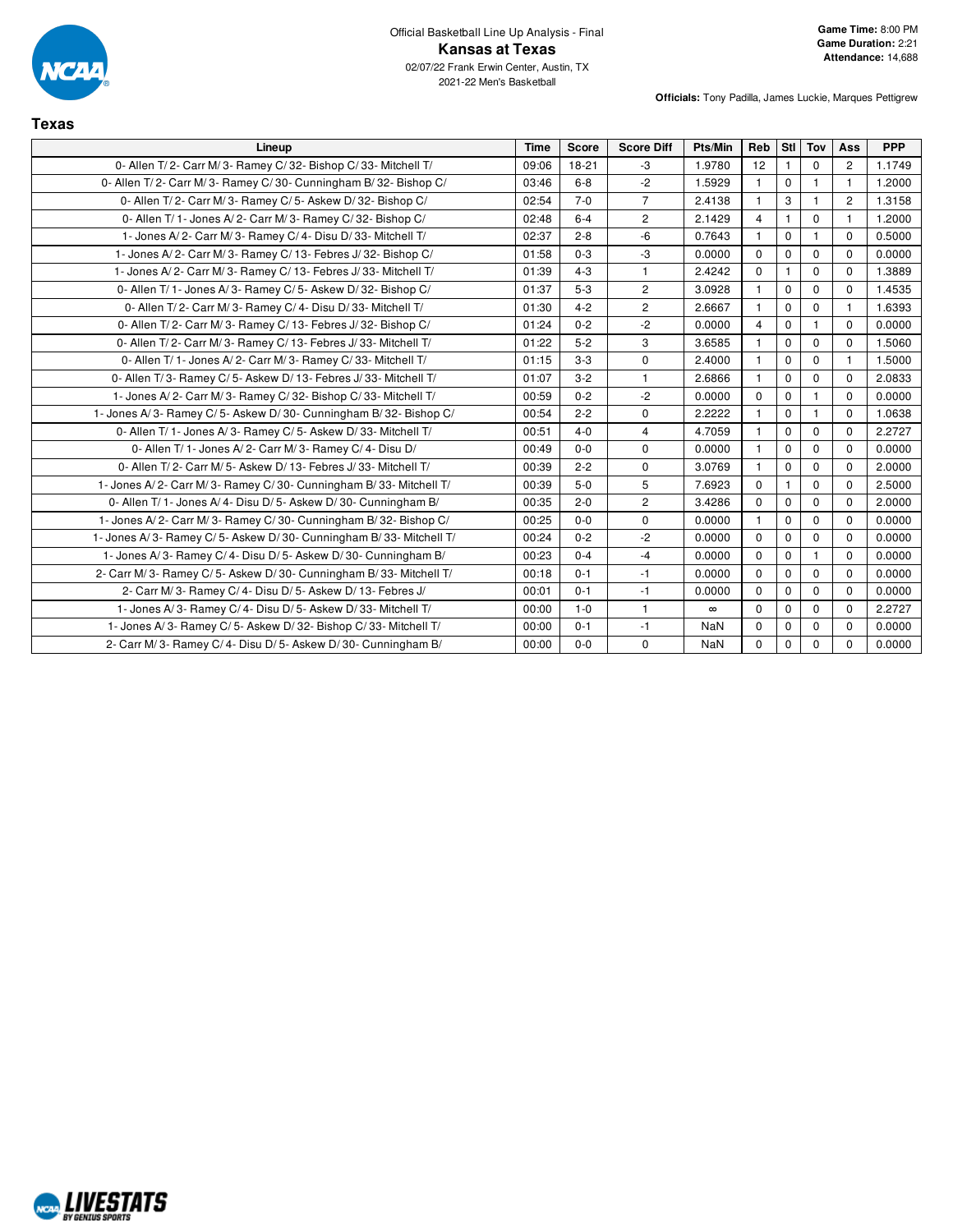Official Basketball Line Up Analysis - Final

# Kansas at Texas

02/07/22 Frank Erwin Center, Austin, TX
2021-22 Men's Basketball

**Game Time:** 8:00 PM
**Game Duration:** 2:21
**Attendance:** 14,688

**Officials:** Tony Padilla, James Luckie, Marques Pettigrew

## Texas

| Lineup | Time | Score | Score Diff | Pts/Min | Reb | Stl | Tov | Ass | PPP |
|---|---|---|---|---|---|---|---|---|---|
| 0- Allen T/ 2- Carr M/ 3- Ramey C/ 32- Bishop C/ 33- Mitchell T/ | 09:06 | 18-21 | -3 | 1.9780 | 12 | 1 | 0 | 2 | 1.1749 |
| 0- Allen T/ 2- Carr M/ 3- Ramey C/ 30- Cunningham B/ 32- Bishop C/ | 03:46 | 6-8 | -2 | 1.5929 | 1 | 0 | 1 | 1 | 1.2000 |
| 0- Allen T/ 2- Carr M/ 3- Ramey C/ 5- Askew D/ 32- Bishop C/ | 02:54 | 7-0 | 7 | 2.4138 | 1 | 3 | 1 | 2 | 1.3158 |
| 0- Allen T/ 1- Jones A/ 2- Carr M/ 3- Ramey C/ 32- Bishop C/ | 02:48 | 6-4 | 2 | 2.1429 | 4 | 1 | 0 | 1 | 1.2000 |
| 1- Jones A/ 2- Carr M/ 3- Ramey C/ 4- Disu D/ 33- Mitchell T/ | 02:37 | 2-8 | -6 | 0.7643 | 1 | 0 | 1 | 0 | 0.5000 |
| 1- Jones A/ 2- Carr M/ 3- Ramey C/ 13- Febres J/ 32- Bishop C/ | 01:58 | 0-3 | -3 | 0.0000 | 0 | 0 | 0 | 0 | 0.0000 |
| 1- Jones A/ 2- Carr M/ 3- Ramey C/ 13- Febres J/ 33- Mitchell T/ | 01:39 | 4-3 | 1 | 2.4242 | 0 | 1 | 0 | 0 | 1.3889 |
| 0- Allen T/ 1- Jones A/ 3- Ramey C/ 5- Askew D/ 32- Bishop C/ | 01:37 | 5-3 | 2 | 3.0928 | 1 | 0 | 0 | 0 | 1.4535 |
| 0- Allen T/ 2- Carr M/ 3- Ramey C/ 4- Disu D/ 33- Mitchell T/ | 01:30 | 4-2 | 2 | 2.6667 | 1 | 0 | 0 | 1 | 1.6393 |
| 0- Allen T/ 2- Carr M/ 3- Ramey C/ 13- Febres J/ 32- Bishop C/ | 01:24 | 0-2 | -2 | 0.0000 | 4 | 0 | 1 | 0 | 0.0000 |
| 0- Allen T/ 2- Carr M/ 3- Ramey C/ 13- Febres J/ 33- Mitchell T/ | 01:22 | 5-2 | 3 | 3.6585 | 1 | 0 | 0 | 0 | 1.5060 |
| 0- Allen T/ 1- Jones A/ 2- Carr M/ 3- Ramey C/ 33- Mitchell T/ | 01:15 | 3-3 | 0 | 2.4000 | 1 | 0 | 0 | 1 | 1.5000 |
| 0- Allen T/ 3- Ramey C/ 5- Askew D/ 13- Febres J/ 33- Mitchell T/ | 01:07 | 3-2 | 1 | 2.6866 | 1 | 0 | 0 | 0 | 2.0833 |
| 1- Jones A/ 2- Carr M/ 3- Ramey C/ 32- Bishop C/ 33- Mitchell T/ | 00:59 | 0-2 | -2 | 0.0000 | 0 | 0 | 1 | 0 | 0.0000 |
| 1- Jones A/ 3- Ramey C/ 5- Askew D/ 30- Cunningham B/ 32- Bishop C/ | 00:54 | 2-2 | 0 | 2.2222 | 1 | 0 | 1 | 0 | 1.0638 |
| 0- Allen T/ 1- Jones A/ 3- Ramey C/ 5- Askew D/ 33- Mitchell T/ | 00:51 | 4-0 | 4 | 4.7059 | 1 | 0 | 0 | 0 | 2.2727 |
| 0- Allen T/ 1- Jones A/ 2- Carr M/ 3- Ramey C/ 4- Disu D/ | 00:49 | 0-0 | 0 | 0.0000 | 1 | 0 | 0 | 0 | 0.0000 |
| 0- Allen T/ 2- Carr M/ 5- Askew D/ 13- Febres J/ 33- Mitchell T/ | 00:39 | 2-2 | 0 | 3.0769 | 1 | 0 | 0 | 0 | 2.0000 |
| 1- Jones A/ 2- Carr M/ 3- Ramey C/ 30- Cunningham B/ 33- Mitchell T/ | 00:39 | 5-0 | 5 | 7.6923 | 0 | 1 | 0 | 0 | 2.5000 |
| 0- Allen T/ 1- Jones A/ 4- Disu D/ 5- Askew D/ 30- Cunningham B/ | 00:35 | 2-0 | 2 | 3.4286 | 0 | 0 | 0 | 0 | 2.0000 |
| 1- Jones A/ 2- Carr M/ 3- Ramey C/ 30- Cunningham B/ 32- Bishop C/ | 00:25 | 0-0 | 0 | 0.0000 | 1 | 0 | 0 | 0 | 0.0000 |
| 1- Jones A/ 3- Ramey C/ 5- Askew D/ 30- Cunningham B/ 33- Mitchell T/ | 00:24 | 0-2 | -2 | 0.0000 | 0 | 0 | 0 | 0 | 0.0000 |
| 1- Jones A/ 3- Ramey C/ 4- Disu D/ 5- Askew D/ 30- Cunningham B/ | 00:23 | 0-4 | -4 | 0.0000 | 0 | 0 | 1 | 0 | 0.0000 |
| 2- Carr M/ 3- Ramey C/ 5- Askew D/ 30- Cunningham B/ 33- Mitchell T/ | 00:18 | 0-1 | -1 | 0.0000 | 0 | 0 | 0 | 0 | 0.0000 |
| 2- Carr M/ 3- Ramey C/ 4- Disu D/ 5- Askew D/ 13- Febres J/ | 00:01 | 0-1 | -1 | 0.0000 | 0 | 0 | 0 | 0 | 0.0000 |
| 1- Jones A/ 3- Ramey C/ 4- Disu D/ 5- Askew D/ 33- Mitchell T/ | 00:00 | 1-0 | 1 | ∞ | 0 | 0 | 0 | 0 | 2.2727 |
| 1- Jones A/ 3- Ramey C/ 5- Askew D/ 32- Bishop C/ 33- Mitchell T/ | 00:00 | 0-1 | -1 | NaN | 0 | 0 | 0 | 0 | 0.0000 |
| 2- Carr M/ 3- Ramey C/ 4- Disu D/ 5- Askew D/ 30- Cunningham B/ | 00:00 | 0-0 | 0 | NaN | 0 | 0 | 0 | 0 | 0.0000 |